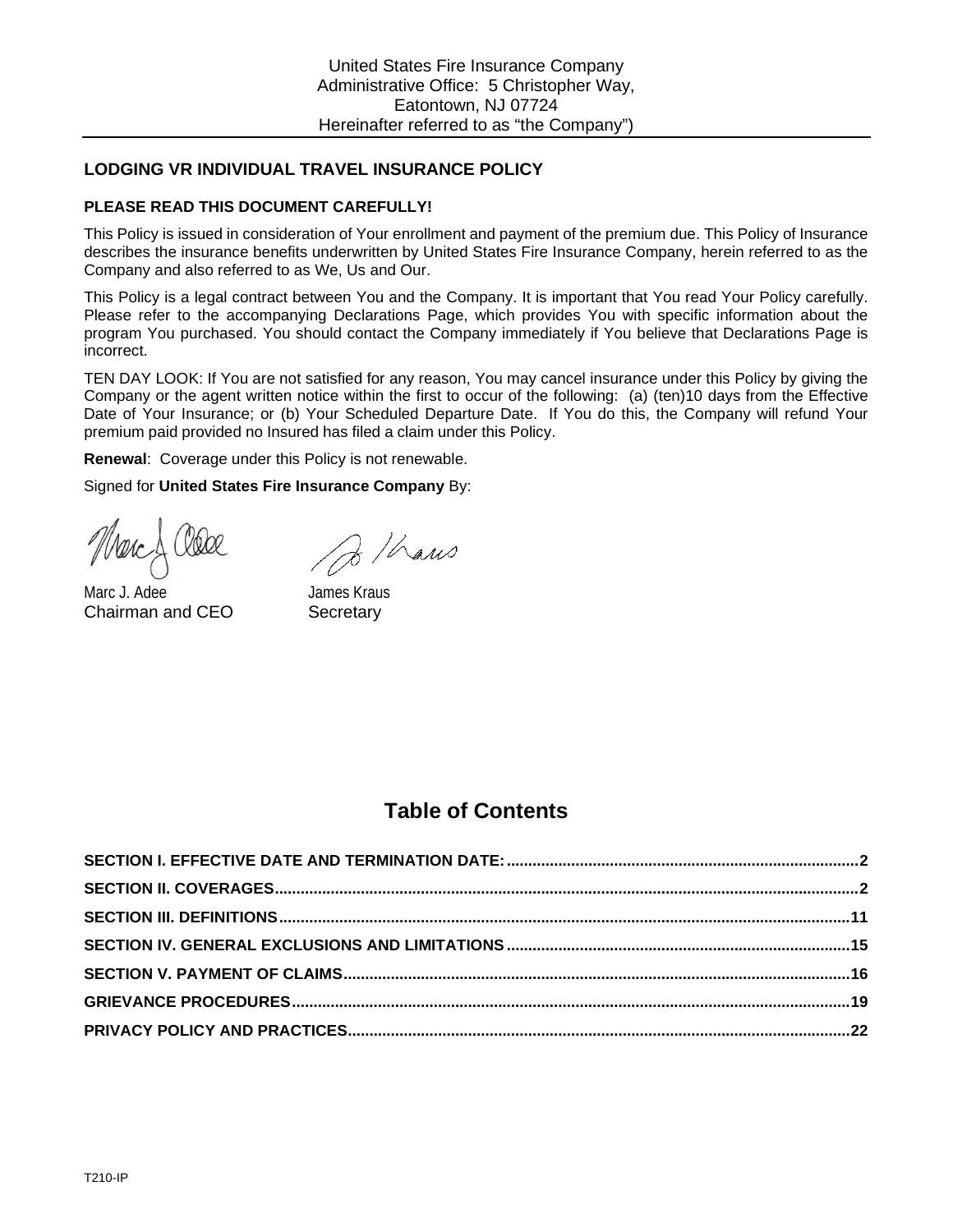United States Fire Insurance Company
Administrative Office: 5 Christopher Way,
Eatontown, NJ 07724
Hereinafter referred to as "the Company")

## LODGING VR INDIVIDUAL TRAVEL INSURANCE POLICY

**PLEASE READ THIS DOCUMENT CAREFULLY!**

This Policy is issued in consideration of Your enrollment and payment of the premium due. This Policy of Insurance describes the insurance benefits underwritten by United States Fire Insurance Company, herein referred to as the Company and also referred to as We, Us and Our.

This Policy is a legal contract between You and the Company. It is important that You read Your Policy carefully. Please refer to the accompanying Declarations Page, which provides You with specific information about the program You purchased. You should contact the Company immediately if You believe that Declarations Page is incorrect.

TEN DAY LOOK: If You are not satisfied for any reason, You may cancel insurance under this Policy by giving the Company or the agent written notice within the first to occur of the following: (a) (ten)10 days from the Effective Date of Your Insurance; or (b) Your Scheduled Departure Date. If You do this, the Company will refund Your premium paid provided no Insured has filed a claim under this Policy.

**Renewal**: Coverage under this Policy is not renewable.

Signed for **United States Fire Insurance Company** By:

Marc J. Adee
Chairman and CEO

James Kraus
Secretary

## Table of Contents

**SECTION I. EFFECTIVE DATE AND TERMINATION DATE:** .......... **2**
**SECTION II. COVERAGES** .......... **2**
**SECTION III. DEFINITIONS** .......... **11**
**SECTION IV. GENERAL EXCLUSIONS AND LIMITATIONS** .......... **15**
**SECTION V. PAYMENT OF CLAIMS** .......... **16**
**GRIEVANCE PROCEDURES** .......... **19**
**PRIVACY POLICY AND PRACTICES** .......... **22**

T210-IP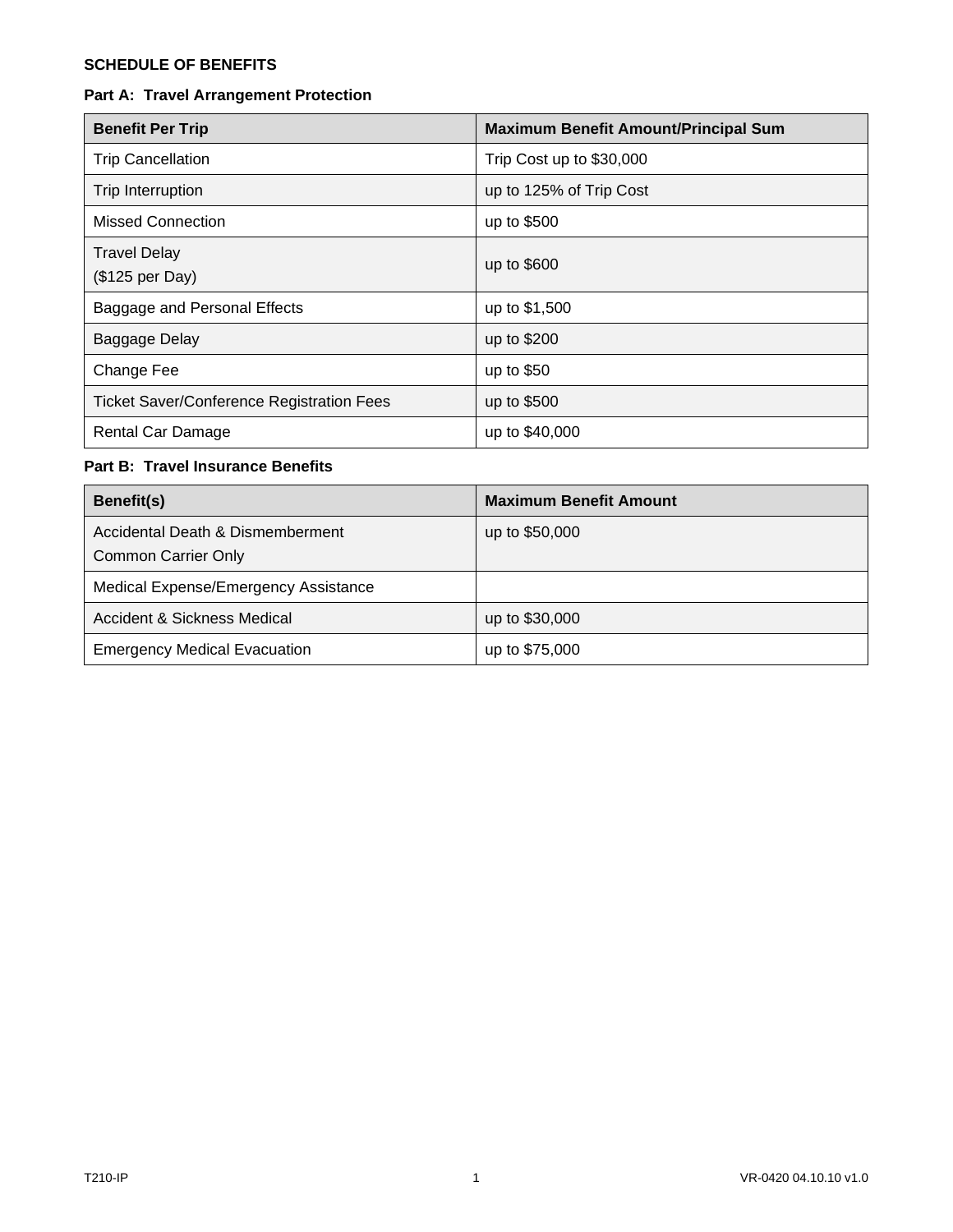**SCHEDULE OF BENEFITS**

**Part A: Travel Arrangement Protection**

| Benefit Per Trip | Maximum Benefit Amount/Principal Sum |
|---|---|
| Trip Cancellation | Trip Cost up to $30,000 |
| Trip Interruption | up to 125% of Trip Cost |
| Missed Connection | up to $500 |
| Travel Delay ($125 per Day) | up to $600 |
| Baggage and Personal Effects | up to $1,500 |
| Baggage Delay | up to $200 |
| Change Fee | up to $50 |
| Ticket Saver/Conference Registration Fees | up to $500 |
| Rental Car Damage | up to $40,000 |

**Part B: Travel Insurance Benefits**

| Benefit(s) | Maximum Benefit Amount |
|---|---|
| Accidental Death & Dismemberment Common Carrier Only | up to $50,000 |
| Medical Expense/Emergency Assistance | |
| Accident & Sickness Medical | up to $30,000 |
| Emergency Medical Evacuation | up to $75,000 |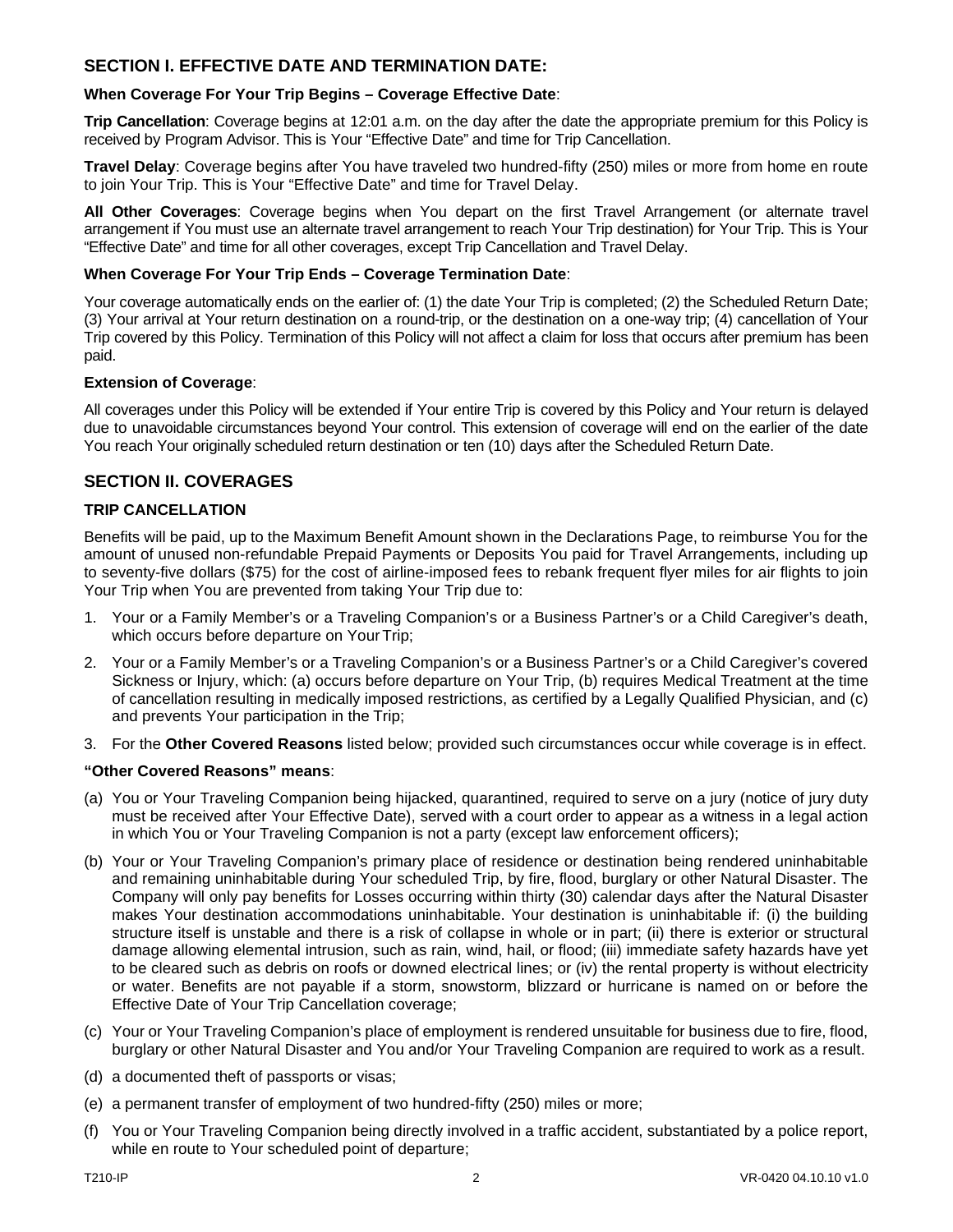## SECTION I. EFFECTIVE DATE AND TERMINATION DATE:

**When Coverage For Your Trip Begins – Coverage Effective Date**:

**Trip Cancellation**: Coverage begins at 12:01 a.m. on the day after the date the appropriate premium for this Policy is received by Program Advisor. This is Your "Effective Date" and time for Trip Cancellation.

**Travel Delay**: Coverage begins after You have traveled two hundred-fifty (250) miles or more from home en route to join Your Trip. This is Your "Effective Date" and time for Travel Delay.

**All Other Coverages**: Coverage begins when You depart on the first Travel Arrangement (or alternate travel arrangement if You must use an alternate travel arrangement to reach Your Trip destination) for Your Trip. This is Your "Effective Date" and time for all other coverages, except Trip Cancellation and Travel Delay.

**When Coverage For Your Trip Ends – Coverage Termination Date**:

Your coverage automatically ends on the earlier of: (1) the date Your Trip is completed; (2) the Scheduled Return Date; (3) Your arrival at Your return destination on a round-trip, or the destination on a one-way trip; (4) cancellation of Your Trip covered by this Policy. Termination of this Policy will not affect a claim for loss that occurs after premium has been paid.

**Extension of Coverage**:

All coverages under this Policy will be extended if Your entire Trip is covered by this Policy and Your return is delayed due to unavoidable circumstances beyond Your control. This extension of coverage will end on the earlier of the date You reach Your originally scheduled return destination or ten (10) days after the Scheduled Return Date.

## SECTION II. COVERAGES

### TRIP CANCELLATION

Benefits will be paid, up to the Maximum Benefit Amount shown in the Declarations Page, to reimburse You for the amount of unused non-refundable Prepaid Payments or Deposits You paid for Travel Arrangements, including up to seventy-five dollars ($75) for the cost of airline-imposed fees to rebank frequent flyer miles for air flights to join Your Trip when You are prevented from taking Your Trip due to:

1. Your or a Family Member's or a Traveling Companion's or a Business Partner's or a Child Caregiver's death, which occurs before departure on Your Trip;
2. Your or a Family Member's or a Traveling Companion's or a Business Partner's or a Child Caregiver's covered Sickness or Injury, which: (a) occurs before departure on Your Trip, (b) requires Medical Treatment at the time of cancellation resulting in medically imposed restrictions, as certified by a Legally Qualified Physician, and (c) and prevents Your participation in the Trip;
3. For the **Other Covered Reasons** listed below; provided such circumstances occur while coverage is in effect.

**"Other Covered Reasons" means**:

(a) You or Your Traveling Companion being hijacked, quarantined, required to serve on a jury (notice of jury duty must be received after Your Effective Date), served with a court order to appear as a witness in a legal action in which You or Your Traveling Companion is not a party (except law enforcement officers);

(b) Your or Your Traveling Companion's primary place of residence or destination being rendered uninhabitable and remaining uninhabitable during Your scheduled Trip, by fire, flood, burglary or other Natural Disaster. The Company will only pay benefits for Losses occurring within thirty (30) calendar days after the Natural Disaster makes Your destination accommodations uninhabitable. Your destination is uninhabitable if: (i) the building structure itself is unstable and there is a risk of collapse in whole or in part; (ii) there is exterior or structural damage allowing elemental intrusion, such as rain, wind, hail, or flood; (iii) immediate safety hazards have yet to be cleared such as debris on roofs or downed electrical lines; or (iv) the rental property is without electricity or water. Benefits are not payable if a storm, snowstorm, blizzard or hurricane is named on or before the Effective Date of Your Trip Cancellation coverage;

(c) Your or Your Traveling Companion's place of employment is rendered unsuitable for business due to fire, flood, burglary or other Natural Disaster and You and/or Your Traveling Companion are required to work as a result.

(d) a documented theft of passports or visas;

(e) a permanent transfer of employment of two hundred-fifty (250) miles or more;

(f) You or Your Traveling Companion being directly involved in a traffic accident, substantiated by a police report, while en route to Your scheduled point of departure;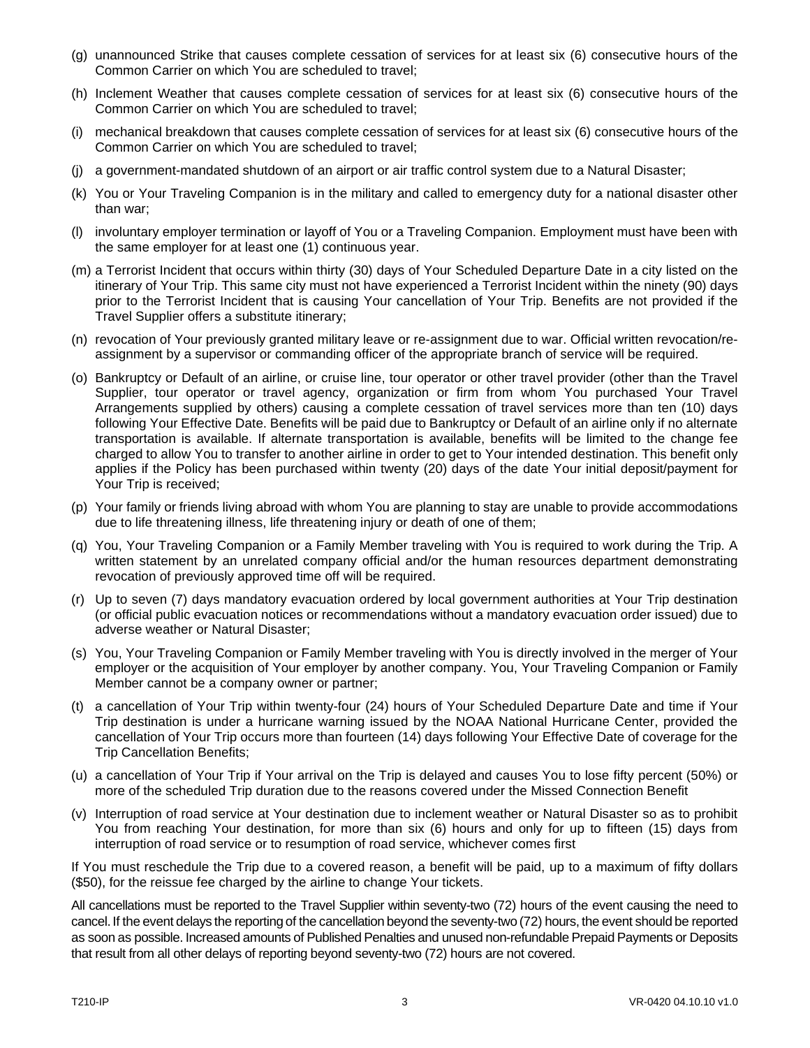(g) unannounced Strike that causes complete cessation of services for at least six (6) consecutive hours of the Common Carrier on which You are scheduled to travel;

(h) Inclement Weather that causes complete cessation of services for at least six (6) consecutive hours of the Common Carrier on which You are scheduled to travel;

(i) mechanical breakdown that causes complete cessation of services for at least six (6) consecutive hours of the Common Carrier on which You are scheduled to travel;

(j) a government-mandated shutdown of an airport or air traffic control system due to a Natural Disaster;

(k) You or Your Traveling Companion is in the military and called to emergency duty for a national disaster other than war;

(l) involuntary employer termination or layoff of You or a Traveling Companion. Employment must have been with the same employer for at least one (1) continuous year.

(m) a Terrorist Incident that occurs within thirty (30) days of Your Scheduled Departure Date in a city listed on the itinerary of Your Trip. This same city must not have experienced a Terrorist Incident within the ninety (90) days prior to the Terrorist Incident that is causing Your cancellation of Your Trip. Benefits are not provided if the Travel Supplier offers a substitute itinerary;

(n) revocation of Your previously granted military leave or re-assignment due to war. Official written revocation/re-assignment by a supervisor or commanding officer of the appropriate branch of service will be required.

(o) Bankruptcy or Default of an airline, or cruise line, tour operator or other travel provider (other than the Travel Supplier, tour operator or travel agency, organization or firm from whom You purchased Your Travel Arrangements supplied by others) causing a complete cessation of travel services more than ten (10) days following Your Effective Date. Benefits will be paid due to Bankruptcy or Default of an airline only if no alternate transportation is available. If alternate transportation is available, benefits will be limited to the change fee charged to allow You to transfer to another airline in order to get to Your intended destination. This benefit only applies if the Policy has been purchased within twenty (20) days of the date Your initial deposit/payment for Your Trip is received;

(p) Your family or friends living abroad with whom You are planning to stay are unable to provide accommodations due to life threatening illness, life threatening injury or death of one of them;

(q) You, Your Traveling Companion or a Family Member traveling with You is required to work during the Trip. A written statement by an unrelated company official and/or the human resources department demonstrating revocation of previously approved time off will be required.

(r) Up to seven (7) days mandatory evacuation ordered by local government authorities at Your Trip destination (or official public evacuation notices or recommendations without a mandatory evacuation order issued) due to adverse weather or Natural Disaster;

(s) You, Your Traveling Companion or Family Member traveling with You is directly involved in the merger of Your employer or the acquisition of Your employer by another company. You, Your Traveling Companion or Family Member cannot be a company owner or partner;

(t) a cancellation of Your Trip within twenty-four (24) hours of Your Scheduled Departure Date and time if Your Trip destination is under a hurricane warning issued by the NOAA National Hurricane Center, provided the cancellation of Your Trip occurs more than fourteen (14) days following Your Effective Date of coverage for the Trip Cancellation Benefits;

(u) a cancellation of Your Trip if Your arrival on the Trip is delayed and causes You to lose fifty percent (50%) or more of the scheduled Trip duration due to the reasons covered under the Missed Connection Benefit

(v) Interruption of road service at Your destination due to inclement weather or Natural Disaster so as to prohibit You from reaching Your destination, for more than six (6) hours and only for up to fifteen (15) days from interruption of road service or to resumption of road service, whichever comes first

If You must reschedule the Trip due to a covered reason, a benefit will be paid, up to a maximum of fifty dollars ($50), for the reissue fee charged by the airline to change Your tickets.

All cancellations must be reported to the Travel Supplier within seventy-two (72) hours of the event causing the need to cancel. If the event delays the reporting of the cancellation beyond the seventy-two (72) hours, the event should be reported as soon as possible. Increased amounts of Published Penalties and unused non-refundable Prepaid Payments or Deposits that result from all other delays of reporting beyond seventy-two (72) hours are not covered.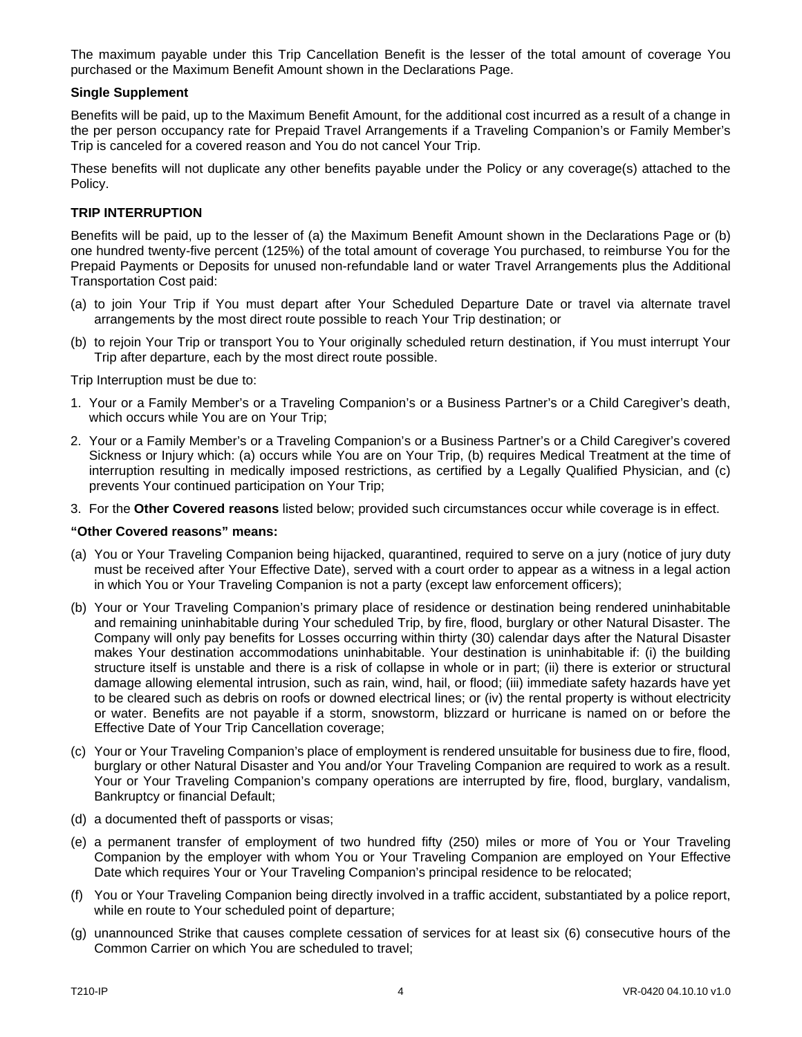The maximum payable under this Trip Cancellation Benefit is the lesser of the total amount of coverage You purchased or the Maximum Benefit Amount shown in the Declarations Page.

**Single Supplement**

Benefits will be paid, up to the Maximum Benefit Amount, for the additional cost incurred as a result of a change in the per person occupancy rate for Prepaid Travel Arrangements if a Traveling Companion's or Family Member's Trip is canceled for a covered reason and You do not cancel Your Trip.

These benefits will not duplicate any other benefits payable under the Policy or any coverage(s) attached to the Policy.

**TRIP INTERRUPTION**

Benefits will be paid, up to the lesser of (a) the Maximum Benefit Amount shown in the Declarations Page or (b) one hundred twenty-five percent (125%) of the total amount of coverage You purchased, to reimburse You for the Prepaid Payments or Deposits for unused non-refundable land or water Travel Arrangements plus the Additional Transportation Cost paid:

(a) to join Your Trip if You must depart after Your Scheduled Departure Date or travel via alternate travel arrangements by the most direct route possible to reach Your Trip destination; or

(b) to rejoin Your Trip or transport You to Your originally scheduled return destination, if You must interrupt Your Trip after departure, each by the most direct route possible.

Trip Interruption must be due to:

1. Your or a Family Member's or a Traveling Companion's or a Business Partner's or a Child Caregiver's death, which occurs while You are on Your Trip;
2. Your or a Family Member's or a Traveling Companion's or a Business Partner's or a Child Caregiver's covered Sickness or Injury which: (a) occurs while You are on Your Trip, (b) requires Medical Treatment at the time of interruption resulting in medically imposed restrictions, as certified by a Legally Qualified Physician, and (c) prevents Your continued participation on Your Trip;
3. For the **Other Covered reasons** listed below; provided such circumstances occur while coverage is in effect.

**"Other Covered reasons" means:**

(a) You or Your Traveling Companion being hijacked, quarantined, required to serve on a jury (notice of jury duty must be received after Your Effective Date), served with a court order to appear as a witness in a legal action in which You or Your Traveling Companion is not a party (except law enforcement officers);

(b) Your or Your Traveling Companion's primary place of residence or destination being rendered uninhabitable and remaining uninhabitable during Your scheduled Trip, by fire, flood, burglary or other Natural Disaster. The Company will only pay benefits for Losses occurring within thirty (30) calendar days after the Natural Disaster makes Your destination accommodations uninhabitable. Your destination is uninhabitable if: (i) the building structure itself is unstable and there is a risk of collapse in whole or in part; (ii) there is exterior or structural damage allowing elemental intrusion, such as rain, wind, hail, or flood; (iii) immediate safety hazards have yet to be cleared such as debris on roofs or downed electrical lines; or (iv) the rental property is without electricity or water. Benefits are not payable if a storm, snowstorm, blizzard or hurricane is named on or before the Effective Date of Your Trip Cancellation coverage;

(c) Your or Your Traveling Companion's place of employment is rendered unsuitable for business due to fire, flood, burglary or other Natural Disaster and You and/or Your Traveling Companion are required to work as a result. Your or Your Traveling Companion's company operations are interrupted by fire, flood, burglary, vandalism, Bankruptcy or financial Default;

(d) a documented theft of passports or visas;

(e) a permanent transfer of employment of two hundred fifty (250) miles or more of You or Your Traveling Companion by the employer with whom You or Your Traveling Companion are employed on Your Effective Date which requires Your or Your Traveling Companion's principal residence to be relocated;

(f) You or Your Traveling Companion being directly involved in a traffic accident, substantiated by a police report, while en route to Your scheduled point of departure;

(g) unannounced Strike that causes complete cessation of services for at least six (6) consecutive hours of the Common Carrier on which You are scheduled to travel;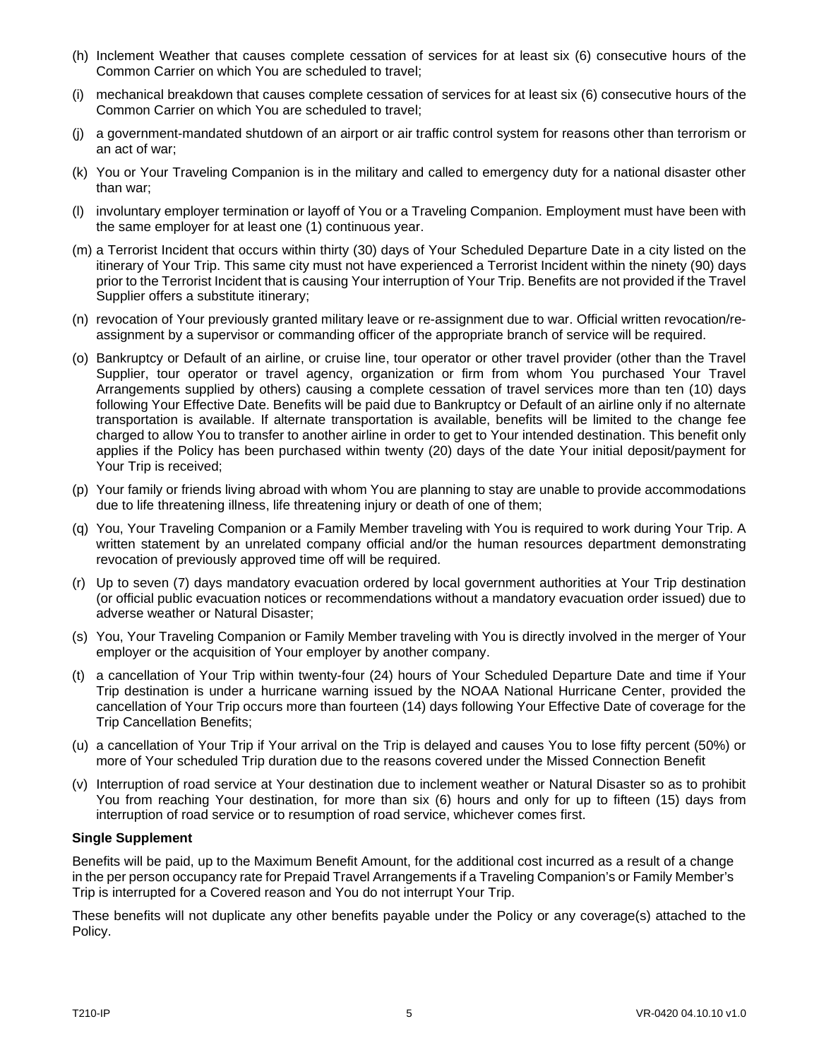(h) Inclement Weather that causes complete cessation of services for at least six (6) consecutive hours of the Common Carrier on which You are scheduled to travel;

(i) mechanical breakdown that causes complete cessation of services for at least six (6) consecutive hours of the Common Carrier on which You are scheduled to travel;

(j) a government-mandated shutdown of an airport or air traffic control system for reasons other than terrorism or an act of war;

(k) You or Your Traveling Companion is in the military and called to emergency duty for a national disaster other than war;

(l) involuntary employer termination or layoff of You or a Traveling Companion. Employment must have been with the same employer for at least one (1) continuous year.

(m) a Terrorist Incident that occurs within thirty (30) days of Your Scheduled Departure Date in a city listed on the itinerary of Your Trip. This same city must not have experienced a Terrorist Incident within the ninety (90) days prior to the Terrorist Incident that is causing Your interruption of Your Trip. Benefits are not provided if the Travel Supplier offers a substitute itinerary;

(n) revocation of Your previously granted military leave or re-assignment due to war. Official written revocation/re-assignment by a supervisor or commanding officer of the appropriate branch of service will be required.

(o) Bankruptcy or Default of an airline, or cruise line, tour operator or other travel provider (other than the Travel Supplier, tour operator or travel agency, organization or firm from whom You purchased Your Travel Arrangements supplied by others) causing a complete cessation of travel services more than ten (10) days following Your Effective Date. Benefits will be paid due to Bankruptcy or Default of an airline only if no alternate transportation is available. If alternate transportation is available, benefits will be limited to the change fee charged to allow You to transfer to another airline in order to get to Your intended destination. This benefit only applies if the Policy has been purchased within twenty (20) days of the date Your initial deposit/payment for Your Trip is received;

(p) Your family or friends living abroad with whom You are planning to stay are unable to provide accommodations due to life threatening illness, life threatening injury or death of one of them;

(q) You, Your Traveling Companion or a Family Member traveling with You is required to work during Your Trip. A written statement by an unrelated company official and/or the human resources department demonstrating revocation of previously approved time off will be required.

(r) Up to seven (7) days mandatory evacuation ordered by local government authorities at Your Trip destination (or official public evacuation notices or recommendations without a mandatory evacuation order issued) due to adverse weather or Natural Disaster;

(s) You, Your Traveling Companion or Family Member traveling with You is directly involved in the merger of Your employer or the acquisition of Your employer by another company.

(t) a cancellation of Your Trip within twenty-four (24) hours of Your Scheduled Departure Date and time if Your Trip destination is under a hurricane warning issued by the NOAA National Hurricane Center, provided the cancellation of Your Trip occurs more than fourteen (14) days following Your Effective Date of coverage for the Trip Cancellation Benefits;

(u) a cancellation of Your Trip if Your arrival on the Trip is delayed and causes You to lose fifty percent (50%) or more of Your scheduled Trip duration due to the reasons covered under the Missed Connection Benefit

(v) Interruption of road service at Your destination due to inclement weather or Natural Disaster so as to prohibit You from reaching Your destination, for more than six (6) hours and only for up to fifteen (15) days from interruption of road service or to resumption of road service, whichever comes first.

**Single Supplement**

Benefits will be paid, up to the Maximum Benefit Amount, for the additional cost incurred as a result of a change in the per person occupancy rate for Prepaid Travel Arrangements if a Traveling Companion's or Family Member's Trip is interrupted for a Covered reason and You do not interrupt Your Trip.

These benefits will not duplicate any other benefits payable under the Policy or any coverage(s) attached to the Policy.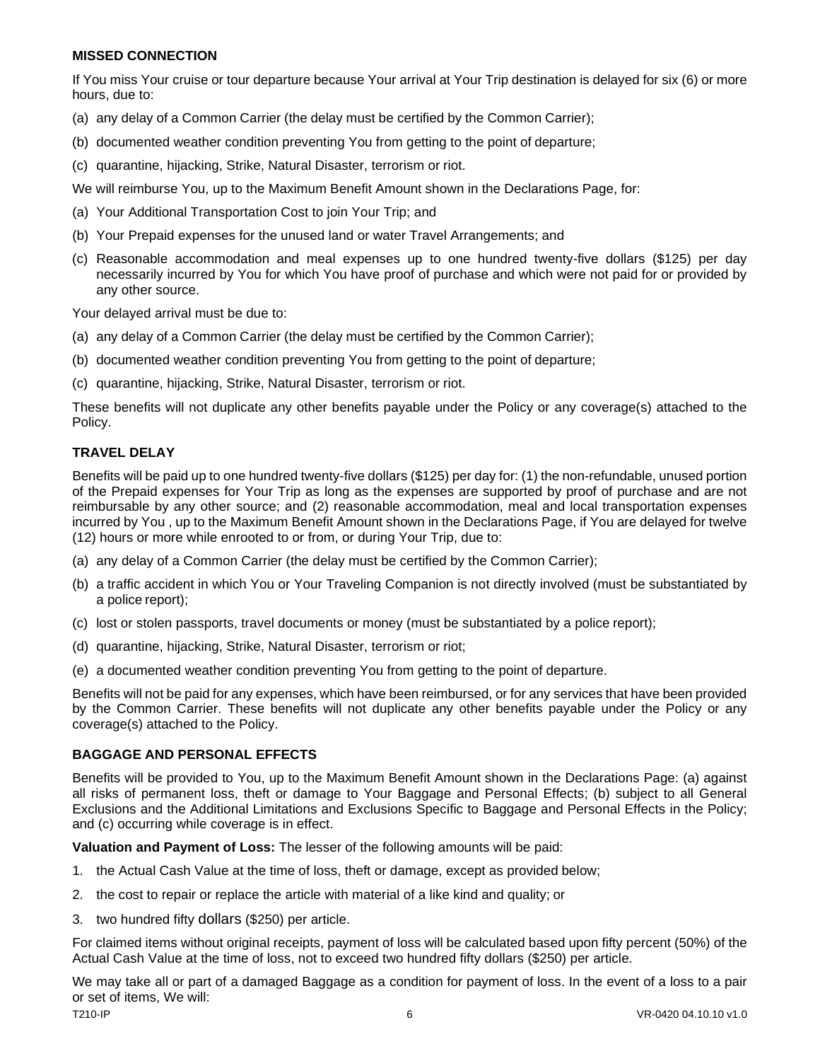### MISSED CONNECTION

If You miss Your cruise or tour departure because Your arrival at Your Trip destination is delayed for six (6) or more hours, due to:

(a) any delay of a Common Carrier (the delay must be certified by the Common Carrier);

(b) documented weather condition preventing You from getting to the point of departure;

(c) quarantine, hijacking, Strike, Natural Disaster, terrorism or riot.

We will reimburse You, up to the Maximum Benefit Amount shown in the Declarations Page, for:

(a) Your Additional Transportation Cost to join Your Trip; and

(b) Your Prepaid expenses for the unused land or water Travel Arrangements; and

(c) Reasonable accommodation and meal expenses up to one hundred twenty-five dollars ($125) per day necessarily incurred by You for which You have proof of purchase and which were not paid for or provided by any other source.

Your delayed arrival must be due to:

(a) any delay of a Common Carrier (the delay must be certified by the Common Carrier);

(b) documented weather condition preventing You from getting to the point of departure;

(c) quarantine, hijacking, Strike, Natural Disaster, terrorism or riot.

These benefits will not duplicate any other benefits payable under the Policy or any coverage(s) attached to the Policy.

### TRAVEL DELAY

Benefits will be paid up to one hundred twenty-five dollars ($125) per day for: (1) the non-refundable, unused portion of the Prepaid expenses for Your Trip as long as the expenses are supported by proof of purchase and are not reimbursable by any other source; and (2) reasonable accommodation, meal and local transportation expenses incurred by You , up to the Maximum Benefit Amount shown in the Declarations Page, if You are delayed for twelve (12) hours or more while enrooted to or from, or during Your Trip, due to:

(a) any delay of a Common Carrier (the delay must be certified by the Common Carrier);

(b) a traffic accident in which You or Your Traveling Companion is not directly involved (must be substantiated by a police report);

(c) lost or stolen passports, travel documents or money (must be substantiated by a police report);

(d) quarantine, hijacking, Strike, Natural Disaster, terrorism or riot;

(e) a documented weather condition preventing You from getting to the point of departure.

Benefits will not be paid for any expenses, which have been reimbursed, or for any services that have been provided by the Common Carrier. These benefits will not duplicate any other benefits payable under the Policy or any coverage(s) attached to the Policy.

### BAGGAGE AND PERSONAL EFFECTS

Benefits will be provided to You, up to the Maximum Benefit Amount shown in the Declarations Page: (a) against all risks of permanent loss, theft or damage to Your Baggage and Personal Effects; (b) subject to all General Exclusions and the Additional Limitations and Exclusions Specific to Baggage and Personal Effects in the Policy; and (c) occurring while coverage is in effect.

**Valuation and Payment of Loss:** The lesser of the following amounts will be paid:

1. the Actual Cash Value at the time of loss, theft or damage, except as provided below;
2. the cost to repair or replace the article with material of a like kind and quality; or
3. two hundred fifty dollars ($250) per article.

For claimed items without original receipts, payment of loss will be calculated based upon fifty percent (50%) of the Actual Cash Value at the time of loss, not to exceed two hundred fifty dollars ($250) per article.

We may take all or part of a damaged Baggage as a condition for payment of loss. In the event of a loss to a pair or set of items, We will: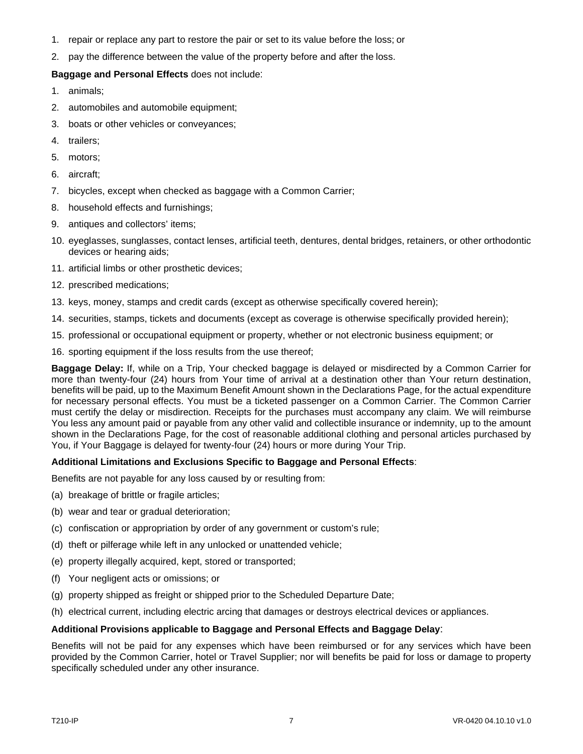1. repair or replace any part to restore the pair or set to its value before the loss; or
2. pay the difference between the value of the property before and after the loss.

**Baggage and Personal Effects** does not include:

1. animals;
2. automobiles and automobile equipment;
3. boats or other vehicles or conveyances;
4. trailers;
5. motors;
6. aircraft;
7. bicycles, except when checked as baggage with a Common Carrier;
8. household effects and furnishings;
9. antiques and collectors' items;
10. eyeglasses, sunglasses, contact lenses, artificial teeth, dentures, dental bridges, retainers, or other orthodontic devices or hearing aids;
11. artificial limbs or other prosthetic devices;
12. prescribed medications;
13. keys, money, stamps and credit cards (except as otherwise specifically covered herein);
14. securities, stamps, tickets and documents (except as coverage is otherwise specifically provided herein);
15. professional or occupational equipment or property, whether or not electronic business equipment; or
16. sporting equipment if the loss results from the use thereof;

**Baggage Delay:** If, while on a Trip, Your checked baggage is delayed or misdirected by a Common Carrier for more than twenty-four (24) hours from Your time of arrival at a destination other than Your return destination, benefits will be paid, up to the Maximum Benefit Amount shown in the Declarations Page, for the actual expenditure for necessary personal effects. You must be a ticketed passenger on a Common Carrier. The Common Carrier must certify the delay or misdirection. Receipts for the purchases must accompany any claim. We will reimburse You less any amount paid or payable from any other valid and collectible insurance or indemnity, up to the amount shown in the Declarations Page, for the cost of reasonable additional clothing and personal articles purchased by You, if Your Baggage is delayed for twenty-four (24) hours or more during Your Trip.

**Additional Limitations and Exclusions Specific to Baggage and Personal Effects**:

Benefits are not payable for any loss caused by or resulting from:

(a) breakage of brittle or fragile articles;

(b) wear and tear or gradual deterioration;

(c) confiscation or appropriation by order of any government or custom's rule;

(d) theft or pilferage while left in any unlocked or unattended vehicle;

(e) property illegally acquired, kept, stored or transported;

(f) Your negligent acts or omissions; or

(g) property shipped as freight or shipped prior to the Scheduled Departure Date;

(h) electrical current, including electric arcing that damages or destroys electrical devices or appliances.

**Additional Provisions applicable to Baggage and Personal Effects and Baggage Delay**:

Benefits will not be paid for any expenses which have been reimbursed or for any services which have been provided by the Common Carrier, hotel or Travel Supplier; nor will benefits be paid for loss or damage to property specifically scheduled under any other insurance.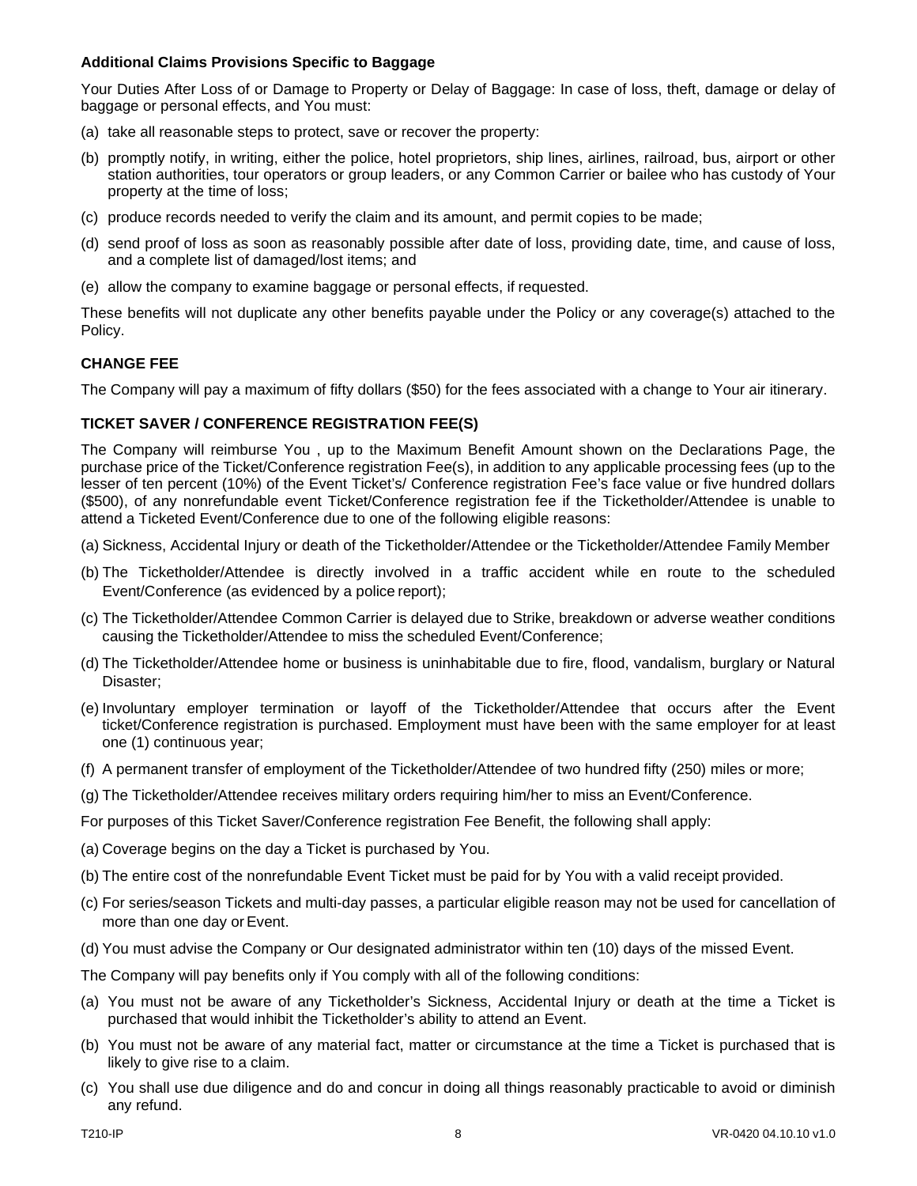**Additional Claims Provisions Specific to Baggage**

Your Duties After Loss of or Damage to Property or Delay of Baggage: In case of loss, theft, damage or delay of baggage or personal effects, and You must:

(a) take all reasonable steps to protect, save or recover the property:

(b) promptly notify, in writing, either the police, hotel proprietors, ship lines, airlines, railroad, bus, airport or other station authorities, tour operators or group leaders, or any Common Carrier or bailee who has custody of Your property at the time of loss;

(c) produce records needed to verify the claim and its amount, and permit copies to be made;

(d) send proof of loss as soon as reasonably possible after date of loss, providing date, time, and cause of loss, and a complete list of damaged/lost items; and

(e) allow the company to examine baggage or personal effects, if requested.

These benefits will not duplicate any other benefits payable under the Policy or any coverage(s) attached to the Policy.

**CHANGE FEE**

The Company will pay a maximum of fifty dollars ($50) for the fees associated with a change to Your air itinerary.

**TICKET SAVER / CONFERENCE REGISTRATION FEE(S)**

The Company will reimburse You , up to the Maximum Benefit Amount shown on the Declarations Page, the purchase price of the Ticket/Conference registration Fee(s), in addition to any applicable processing fees (up to the lesser of ten percent (10%) of the Event Ticket's/ Conference registration Fee's face value or five hundred dollars ($500), of any nonrefundable event Ticket/Conference registration fee if the Ticketholder/Attendee is unable to attend a Ticketed Event/Conference due to one of the following eligible reasons:

(a) Sickness, Accidental Injury or death of the Ticketholder/Attendee or the Ticketholder/Attendee Family Member

(b) The Ticketholder/Attendee is directly involved in a traffic accident while en route to the scheduled Event/Conference (as evidenced by a police report);

(c) The Ticketholder/Attendee Common Carrier is delayed due to Strike, breakdown or adverse weather conditions causing the Ticketholder/Attendee to miss the scheduled Event/Conference;

(d) The Ticketholder/Attendee home or business is uninhabitable due to fire, flood, vandalism, burglary or Natural Disaster;

(e) Involuntary employer termination or layoff of the Ticketholder/Attendee that occurs after the Event ticket/Conference registration is purchased. Employment must have been with the same employer for at least one (1) continuous year;

(f) A permanent transfer of employment of the Ticketholder/Attendee of two hundred fifty (250) miles or more;

(g) The Ticketholder/Attendee receives military orders requiring him/her to miss an Event/Conference.

For purposes of this Ticket Saver/Conference registration Fee Benefit, the following shall apply:

(a) Coverage begins on the day a Ticket is purchased by You.

(b) The entire cost of the nonrefundable Event Ticket must be paid for by You with a valid receipt provided.

(c) For series/season Tickets and multi-day passes, a particular eligible reason may not be used for cancellation of more than one day or Event.

(d) You must advise the Company or Our designated administrator within ten (10) days of the missed Event.

The Company will pay benefits only if You comply with all of the following conditions:

(a) You must not be aware of any Ticketholder's Sickness, Accidental Injury or death at the time a Ticket is purchased that would inhibit the Ticketholder's ability to attend an Event.

(b) You must not be aware of any material fact, matter or circumstance at the time a Ticket is purchased that is likely to give rise to a claim.

(c) You shall use due diligence and do and concur in doing all things reasonably practicable to avoid or diminish any refund.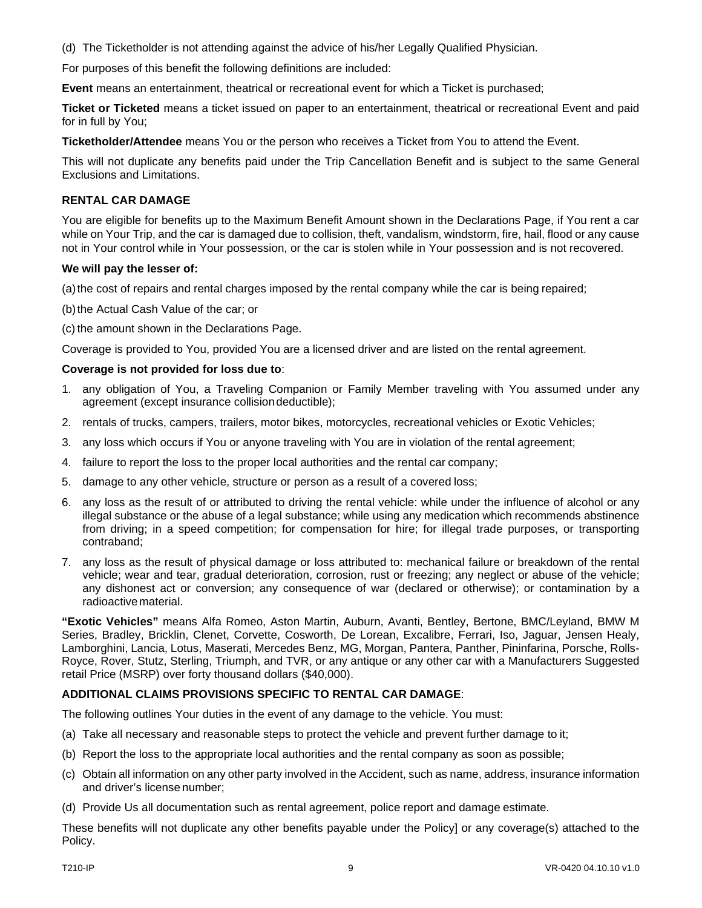(d) The Ticketholder is not attending against the advice of his/her Legally Qualified Physician.

For purposes of this benefit the following definitions are included:

**Event** means an entertainment, theatrical or recreational event for which a Ticket is purchased;

**Ticket or Ticketed** means a ticket issued on paper to an entertainment, theatrical or recreational Event and paid for in full by You;

**Ticketholder/Attendee** means You or the person who receives a Ticket from You to attend the Event.

This will not duplicate any benefits paid under the Trip Cancellation Benefit and is subject to the same General Exclusions and Limitations.

### RENTAL CAR DAMAGE

You are eligible for benefits up to the Maximum Benefit Amount shown in the Declarations Page, if You rent a car while on Your Trip, and the car is damaged due to collision, theft, vandalism, windstorm, fire, hail, flood or any cause not in Your control while in Your possession, or the car is stolen while in Your possession and is not recovered.

**We will pay the lesser of:**

(a) the cost of repairs and rental charges imposed by the rental company while the car is being repaired;

(b) the Actual Cash Value of the car; or

(c) the amount shown in the Declarations Page.

Coverage is provided to You, provided You are a licensed driver and are listed on the rental agreement.

**Coverage is not provided for loss due to**:

1. any obligation of You, a Traveling Companion or Family Member traveling with You assumed under any agreement (except insurance collision deductible);
2. rentals of trucks, campers, trailers, motor bikes, motorcycles, recreational vehicles or Exotic Vehicles;
3. any loss which occurs if You or anyone traveling with You are in violation of the rental agreement;
4. failure to report the loss to the proper local authorities and the rental car company;
5. damage to any other vehicle, structure or person as a result of a covered loss;
6. any loss as the result of or attributed to driving the rental vehicle: while under the influence of alcohol or any illegal substance or the abuse of a legal substance; while using any medication which recommends abstinence from driving; in a speed competition; for compensation for hire; for illegal trade purposes, or transporting contraband;
7. any loss as the result of physical damage or loss attributed to: mechanical failure or breakdown of the rental vehicle; wear and tear, gradual deterioration, corrosion, rust or freezing; any neglect or abuse of the vehicle; any dishonest act or conversion; any consequence of war (declared or otherwise); or contamination by a radioactive material.

**"Exotic Vehicles"** means Alfa Romeo, Aston Martin, Auburn, Avanti, Bentley, Bertone, BMC/Leyland, BMW M Series, Bradley, Bricklin, Clenet, Corvette, Cosworth, De Lorean, Excalibre, Ferrari, Iso, Jaguar, Jensen Healy, Lamborghini, Lancia, Lotus, Maserati, Mercedes Benz, MG, Morgan, Pantera, Panther, Pininfarina, Porsche, Rolls-Royce, Rover, Stutz, Sterling, Triumph, and TVR, or any antique or any other car with a Manufacturers Suggested retail Price (MSRP) over forty thousand dollars ($40,000).

### ADDITIONAL CLAIMS PROVISIONS SPECIFIC TO RENTAL CAR DAMAGE:

The following outlines Your duties in the event of any damage to the vehicle. You must:

(a) Take all necessary and reasonable steps to protect the vehicle and prevent further damage to it;

(b) Report the loss to the appropriate local authorities and the rental company as soon as possible;

(c) Obtain all information on any other party involved in the Accident, such as name, address, insurance information and driver's license number;

(d) Provide Us all documentation such as rental agreement, police report and damage estimate.

These benefits will not duplicate any other benefits payable under the Policy] or any coverage(s) attached to the Policy.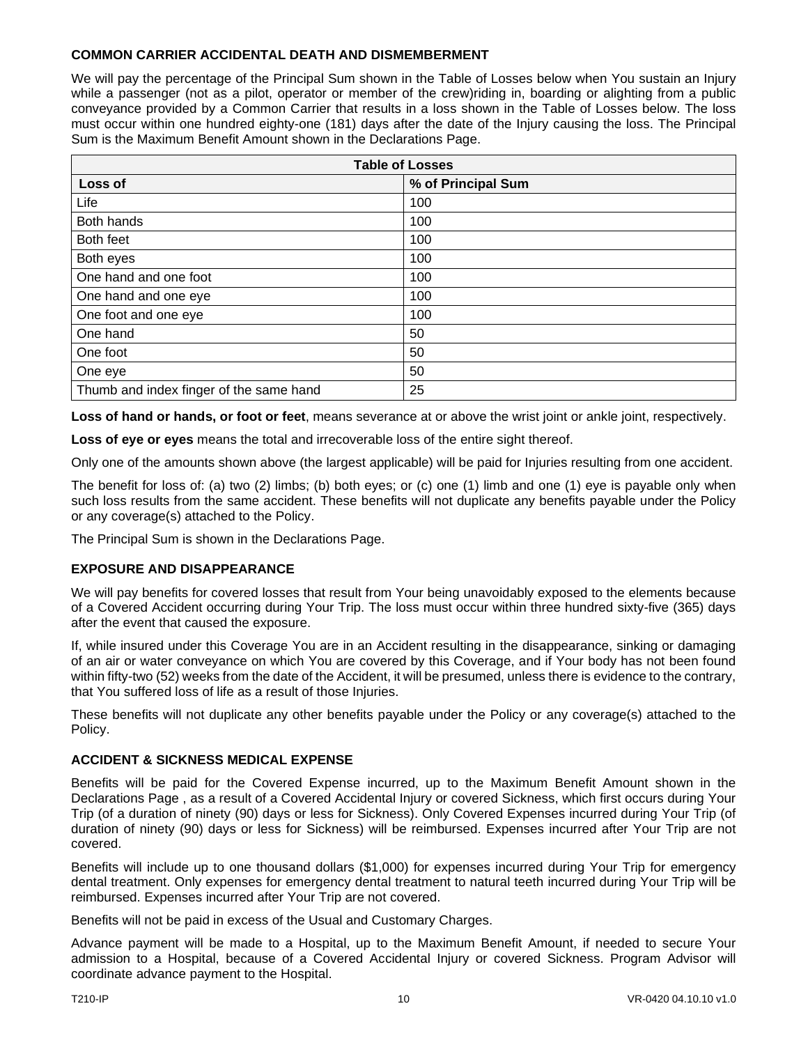### COMMON CARRIER ACCIDENTAL DEATH AND DISMEMBERMENT

We will pay the percentage of the Principal Sum shown in the Table of Losses below when You sustain an Injury while a passenger (not as a pilot, operator or member of the crew)riding in, boarding or alighting from a public conveyance provided by a Common Carrier that results in a loss shown in the Table of Losses below. The loss must occur within one hundred eighty-one (181) days after the date of the Injury causing the loss. The Principal Sum is the Maximum Benefit Amount shown in the Declarations Page.

| Table of Losses | |
|---|---|
| **Loss of** | **% of Principal Sum** |
| Life | 100 |
| Both hands | 100 |
| Both feet | 100 |
| Both eyes | 100 |
| One hand and one foot | 100 |
| One hand and one eye | 100 |
| One foot and one eye | 100 |
| One hand | 50 |
| One foot | 50 |
| One eye | 50 |
| Thumb and index finger of the same hand | 25 |

**Loss of hand or hands, or foot or feet**, means severance at or above the wrist joint or ankle joint, respectively.

**Loss of eye or eyes** means the total and irrecoverable loss of the entire sight thereof.

Only one of the amounts shown above (the largest applicable) will be paid for Injuries resulting from one accident.

The benefit for loss of: (a) two (2) limbs; (b) both eyes; or (c) one (1) limb and one (1) eye is payable only when such loss results from the same accident. These benefits will not duplicate any benefits payable under the Policy or any coverage(s) attached to the Policy.

The Principal Sum is shown in the Declarations Page.

### EXPOSURE AND DISAPPEARANCE

We will pay benefits for covered losses that result from Your being unavoidably exposed to the elements because of a Covered Accident occurring during Your Trip. The loss must occur within three hundred sixty-five (365) days after the event that caused the exposure.

If, while insured under this Coverage You are in an Accident resulting in the disappearance, sinking or damaging of an air or water conveyance on which You are covered by this Coverage, and if Your body has not been found within fifty-two (52) weeks from the date of the Accident, it will be presumed, unless there is evidence to the contrary, that You suffered loss of life as a result of those Injuries.

These benefits will not duplicate any other benefits payable under the Policy or any coverage(s) attached to the Policy.

### ACCIDENT & SICKNESS MEDICAL EXPENSE

Benefits will be paid for the Covered Expense incurred, up to the Maximum Benefit Amount shown in the Declarations Page , as a result of a Covered Accidental Injury or covered Sickness, which first occurs during Your Trip (of a duration of ninety (90) days or less for Sickness). Only Covered Expenses incurred during Your Trip (of duration of ninety (90) days or less for Sickness) will be reimbursed. Expenses incurred after Your Trip are not covered.

Benefits will include up to one thousand dollars ($1,000) for expenses incurred during Your Trip for emergency dental treatment. Only expenses for emergency dental treatment to natural teeth incurred during Your Trip will be reimbursed. Expenses incurred after Your Trip are not covered.

Benefits will not be paid in excess of the Usual and Customary Charges.

Advance payment will be made to a Hospital, up to the Maximum Benefit Amount, if needed to secure Your admission to a Hospital, because of a Covered Accidental Injury or covered Sickness. Program Advisor will coordinate advance payment to the Hospital.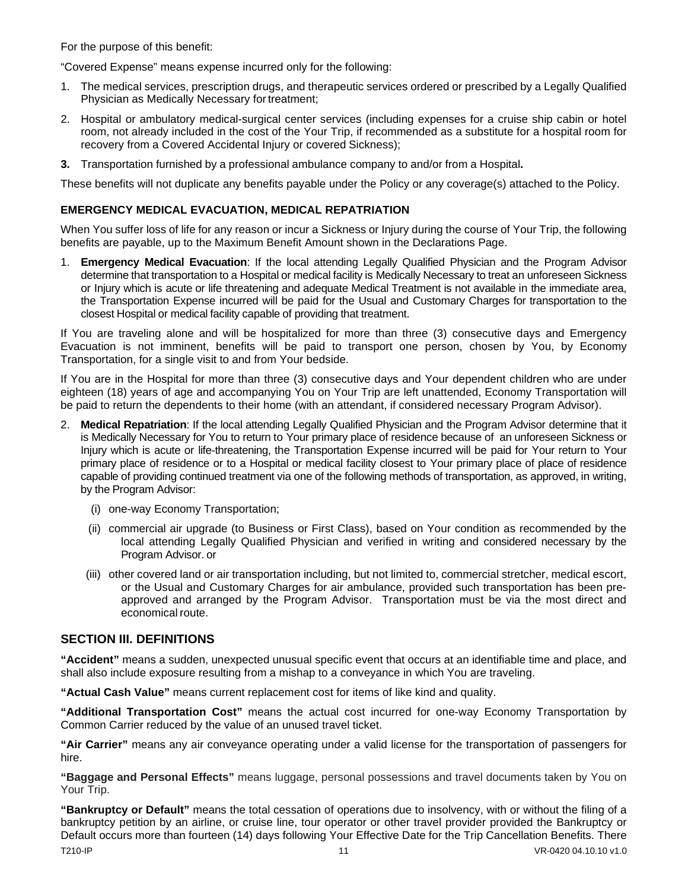For the purpose of this benefit:

"Covered Expense" means expense incurred only for the following:

1. The medical services, prescription drugs, and therapeutic services ordered or prescribed by a Legally Qualified Physician as Medically Necessary for treatment;

2. Hospital or ambulatory medical-surgical center services (including expenses for a cruise ship cabin or hotel room, not already included in the cost of the Your Trip, if recommended as a substitute for a hospital room for recovery from a Covered Accidental Injury or covered Sickness);

3. Transportation furnished by a professional ambulance company to and/or from a Hospital.

These benefits will not duplicate any benefits payable under the Policy or any coverage(s) attached to the Policy.

**EMERGENCY MEDICAL EVACUATION, MEDICAL REPATRIATION**

When You suffer loss of life for any reason or incur a Sickness or Injury during the course of Your Trip, the following benefits are payable, up to the Maximum Benefit Amount shown in the Declarations Page.

1. **Emergency Medical Evacuation**: If the local attending Legally Qualified Physician and the Program Advisor determine that transportation to a Hospital or medical facility is Medically Necessary to treat an unforeseen Sickness or Injury which is acute or life threatening and adequate Medical Treatment is not available in the immediate area, the Transportation Expense incurred will be paid for the Usual and Customary Charges for transportation to the closest Hospital or medical facility capable of providing that treatment.

If You are traveling alone and will be hospitalized for more than three (3) consecutive days and Emergency Evacuation is not imminent, benefits will be paid to transport one person, chosen by You, by Economy Transportation, for a single visit to and from Your bedside.

If You are in the Hospital for more than three (3) consecutive days and Your dependent children who are under eighteen (18) years of age and accompanying You on Your Trip are left unattended, Economy Transportation will be paid to return the dependents to their home (with an attendant, if considered necessary Program Advisor).

2. **Medical Repatriation**: If the local attending Legally Qualified Physician and the Program Advisor determine that it is Medically Necessary for You to return to Your primary place of residence because of an unforeseen Sickness or Injury which is acute or life-threatening, the Transportation Expense incurred will be paid for Your return to Your primary place of residence or to a Hospital or medical facility closest to Your primary place of place of residence capable of providing continued treatment via one of the following methods of transportation, as approved, in writing, by the Program Advisor:

   (i) one-way Economy Transportation;

   (ii) commercial air upgrade (to Business or First Class), based on Your condition as recommended by the local attending Legally Qualified Physician and verified in writing and considered necessary by the Program Advisor. or

   (iii) other covered land or air transportation including, but not limited to, commercial stretcher, medical escort, or the Usual and Customary Charges for air ambulance, provided such transportation has been pre-approved and arranged by the Program Advisor. Transportation must be via the most direct and economical route.

## SECTION III. DEFINITIONS

**"Accident"** means a sudden, unexpected unusual specific event that occurs at an identifiable time and place, and shall also include exposure resulting from a mishap to a conveyance in which You are traveling.

**"Actual Cash Value"** means current replacement cost for items of like kind and quality.

**"Additional Transportation Cost"** means the actual cost incurred for one-way Economy Transportation by Common Carrier reduced by the value of an unused travel ticket.

**"Air Carrier"** means any air conveyance operating under a valid license for the transportation of passengers for hire.

**"Baggage and Personal Effects"** means luggage, personal possessions and travel documents taken by You on Your Trip.

**"Bankruptcy or Default"** means the total cessation of operations due to insolvency, with or without the filing of a bankruptcy petition by an airline, or cruise line, tour operator or other travel provider provided the Bankruptcy or Default occurs more than fourteen (14) days following Your Effective Date for the Trip Cancellation Benefits. There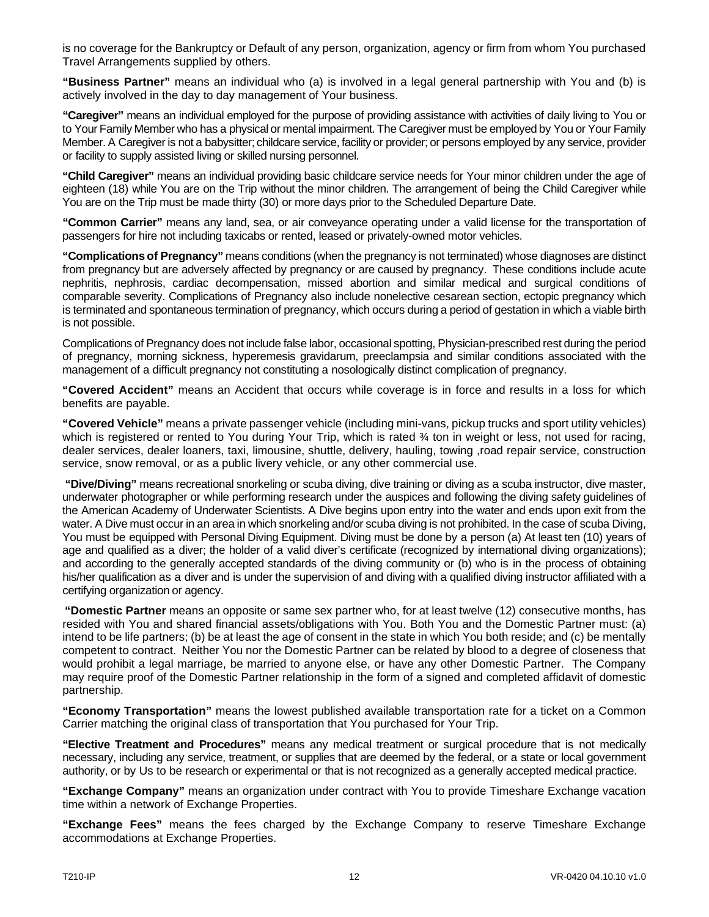is no coverage for the Bankruptcy or Default of any person, organization, agency or firm from whom You purchased Travel Arrangements supplied by others.

**"Business Partner"** means an individual who (a) is involved in a legal general partnership with You and (b) is actively involved in the day to day management of Your business.

**"Caregiver"** means an individual employed for the purpose of providing assistance with activities of daily living to You or to Your Family Member who has a physical or mental impairment. The Caregiver must be employed by You or Your Family Member. A Caregiver is not a babysitter; childcare service, facility or provider; or persons employed by any service, provider or facility to supply assisted living or skilled nursing personnel.

**"Child Caregiver"** means an individual providing basic childcare service needs for Your minor children under the age of eighteen (18) while You are on the Trip without the minor children. The arrangement of being the Child Caregiver while You are on the Trip must be made thirty (30) or more days prior to the Scheduled Departure Date.

**"Common Carrier"** means any land, sea, or air conveyance operating under a valid license for the transportation of passengers for hire not including taxicabs or rented, leased or privately-owned motor vehicles.

**"Complications of Pregnancy"** means conditions (when the pregnancy is not terminated) whose diagnoses are distinct from pregnancy but are adversely affected by pregnancy or are caused by pregnancy. These conditions include acute nephritis, nephrosis, cardiac decompensation, missed abortion and similar medical and surgical conditions of comparable severity. Complications of Pregnancy also include nonelective cesarean section, ectopic pregnancy which is terminated and spontaneous termination of pregnancy, which occurs during a period of gestation in which a viable birth is not possible.

Complications of Pregnancy does not include false labor, occasional spotting, Physician-prescribed rest during the period of pregnancy, morning sickness, hyperemesis gravidarum, preeclampsia and similar conditions associated with the management of a difficult pregnancy not constituting a nosologically distinct complication of pregnancy.

**"Covered Accident"** means an Accident that occurs while coverage is in force and results in a loss for which benefits are payable.

**"Covered Vehicle"** means a private passenger vehicle (including mini-vans, pickup trucks and sport utility vehicles) which is registered or rented to You during Your Trip, which is rated ¾ ton in weight or less, not used for racing, dealer services, dealer loaners, taxi, limousine, shuttle, delivery, hauling, towing ,road repair service, construction service, snow removal, or as a public livery vehicle, or any other commercial use.

**"Dive/Diving"** means recreational snorkeling or scuba diving, dive training or diving as a scuba instructor, dive master, underwater photographer or while performing research under the auspices and following the diving safety guidelines of the American Academy of Underwater Scientists. A Dive begins upon entry into the water and ends upon exit from the water. A Dive must occur in an area in which snorkeling and/or scuba diving is not prohibited. In the case of scuba Diving, You must be equipped with Personal Diving Equipment. Diving must be done by a person (a) At least ten (10) years of age and qualified as a diver; the holder of a valid diver's certificate (recognized by international diving organizations); and according to the generally accepted standards of the diving community or (b) who is in the process of obtaining his/her qualification as a diver and is under the supervision of and diving with a qualified diving instructor affiliated with a certifying organization or agency.

**"Domestic Partner** means an opposite or same sex partner who, for at least twelve (12) consecutive months, has resided with You and shared financial assets/obligations with You. Both You and the Domestic Partner must: (a) intend to be life partners; (b) be at least the age of consent in the state in which You both reside; and (c) be mentally competent to contract. Neither You nor the Domestic Partner can be related by blood to a degree of closeness that would prohibit a legal marriage, be married to anyone else, or have any other Domestic Partner. The Company may require proof of the Domestic Partner relationship in the form of a signed and completed affidavit of domestic partnership.

**"Economy Transportation"** means the lowest published available transportation rate for a ticket on a Common Carrier matching the original class of transportation that You purchased for Your Trip.

**"Elective Treatment and Procedures"** means any medical treatment or surgical procedure that is not medically necessary, including any service, treatment, or supplies that are deemed by the federal, or a state or local government authority, or by Us to be research or experimental or that is not recognized as a generally accepted medical practice.

**"Exchange Company"** means an organization under contract with You to provide Timeshare Exchange vacation time within a network of Exchange Properties.

**"Exchange Fees"** means the fees charged by the Exchange Company to reserve Timeshare Exchange accommodations at Exchange Properties.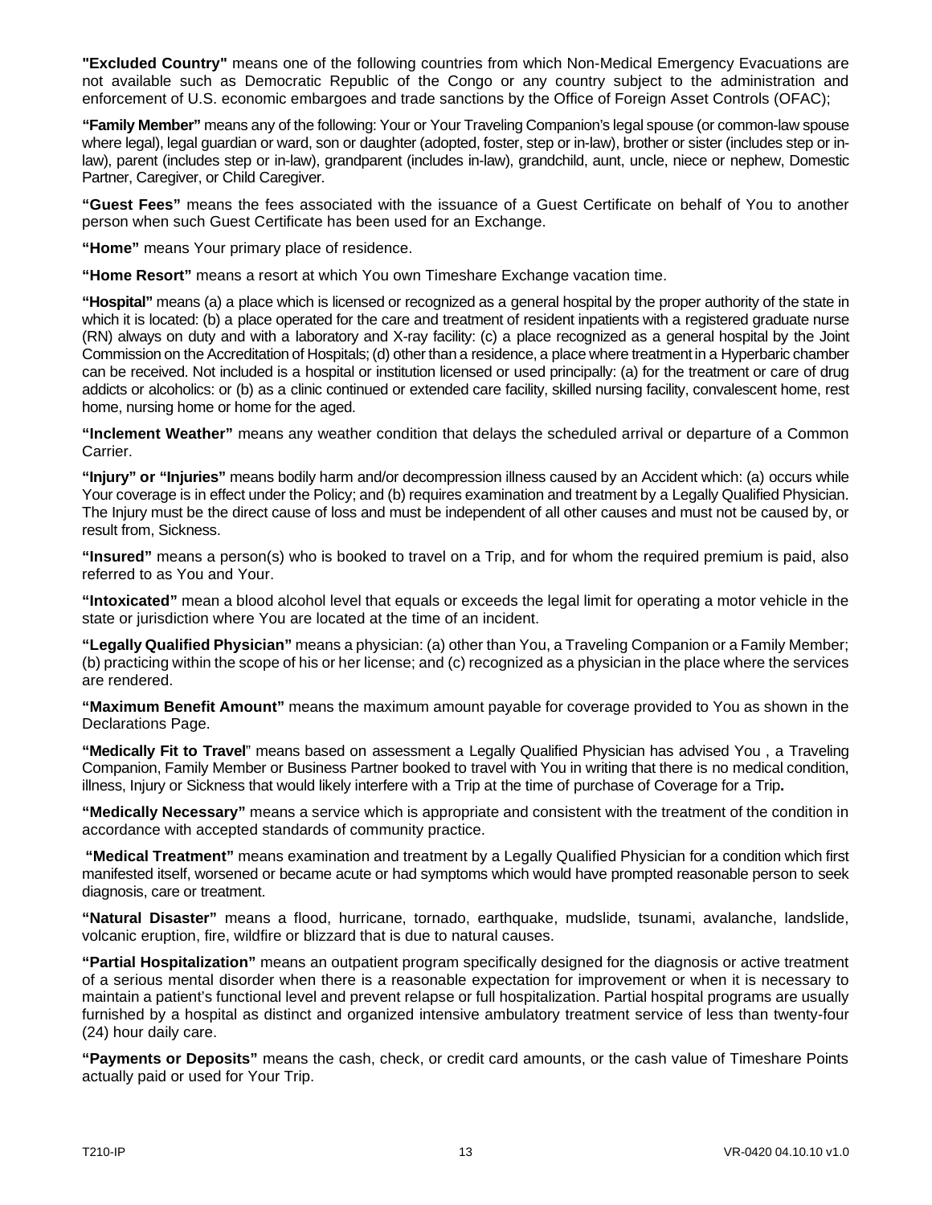**"Excluded Country"** means one of the following countries from which Non-Medical Emergency Evacuations are not available such as Democratic Republic of the Congo or any country subject to the administration and enforcement of U.S. economic embargoes and trade sanctions by the Office of Foreign Asset Controls (OFAC);

**"Family Member"** means any of the following: Your or Your Traveling Companion's legal spouse (or common-law spouse where legal), legal guardian or ward, son or daughter (adopted, foster, step or in-law), brother or sister (includes step or in-law), parent (includes step or in-law), grandparent (includes in-law), grandchild, aunt, uncle, niece or nephew, Domestic Partner, Caregiver, or Child Caregiver.

**"Guest Fees"** means the fees associated with the issuance of a Guest Certificate on behalf of You to another person when such Guest Certificate has been used for an Exchange.

**"Home"** means Your primary place of residence.

**"Home Resort"** means a resort at which You own Timeshare Exchange vacation time.

**"Hospital"** means (a) a place which is licensed or recognized as a general hospital by the proper authority of the state in which it is located: (b) a place operated for the care and treatment of resident inpatients with a registered graduate nurse (RN) always on duty and with a laboratory and X-ray facility: (c) a place recognized as a general hospital by the Joint Commission on the Accreditation of Hospitals; (d) other than a residence, a place where treatment in a Hyperbaric chamber can be received. Not included is a hospital or institution licensed or used principally: (a) for the treatment or care of drug addicts or alcoholics: or (b) as a clinic continued or extended care facility, skilled nursing facility, convalescent home, rest home, nursing home or home for the aged.

**"Inclement Weather"** means any weather condition that delays the scheduled arrival or departure of a Common Carrier.

**"Injury" or "Injuries"** means bodily harm and/or decompression illness caused by an Accident which: (a) occurs while Your coverage is in effect under the Policy; and (b) requires examination and treatment by a Legally Qualified Physician. The Injury must be the direct cause of loss and must be independent of all other causes and must not be caused by, or result from, Sickness.

**"Insured"** means a person(s) who is booked to travel on a Trip, and for whom the required premium is paid, also referred to as You and Your.

**"Intoxicated"** mean a blood alcohol level that equals or exceeds the legal limit for operating a motor vehicle in the state or jurisdiction where You are located at the time of an incident.

**"Legally Qualified Physician"** means a physician: (a) other than You, a Traveling Companion or a Family Member; (b) practicing within the scope of his or her license; and (c) recognized as a physician in the place where the services are rendered.

**"Maximum Benefit Amount"** means the maximum amount payable for coverage provided to You as shown in the Declarations Page.

**"Medically Fit to Travel"** means based on assessment a Legally Qualified Physician has advised You , a Traveling Companion, Family Member or Business Partner booked to travel with You in writing that there is no medical condition, illness, Injury or Sickness that would likely interfere with a Trip at the time of purchase of Coverage for a Trip**.**

**"Medically Necessary"** means a service which is appropriate and consistent with the treatment of the condition in accordance with accepted standards of community practice.

**"Medical Treatment"** means examination and treatment by a Legally Qualified Physician for a condition which first manifested itself, worsened or became acute or had symptoms which would have prompted reasonable person to seek diagnosis, care or treatment.

**"Natural Disaster"** means a flood, hurricane, tornado, earthquake, mudslide, tsunami, avalanche, landslide, volcanic eruption, fire, wildfire or blizzard that is due to natural causes.

**"Partial Hospitalization"** means an outpatient program specifically designed for the diagnosis or active treatment of a serious mental disorder when there is a reasonable expectation for improvement or when it is necessary to maintain a patient's functional level and prevent relapse or full hospitalization. Partial hospital programs are usually furnished by a hospital as distinct and organized intensive ambulatory treatment service of less than twenty-four (24) hour daily care.

**"Payments or Deposits"** means the cash, check, or credit card amounts, or the cash value of Timeshare Points actually paid or used for Your Trip.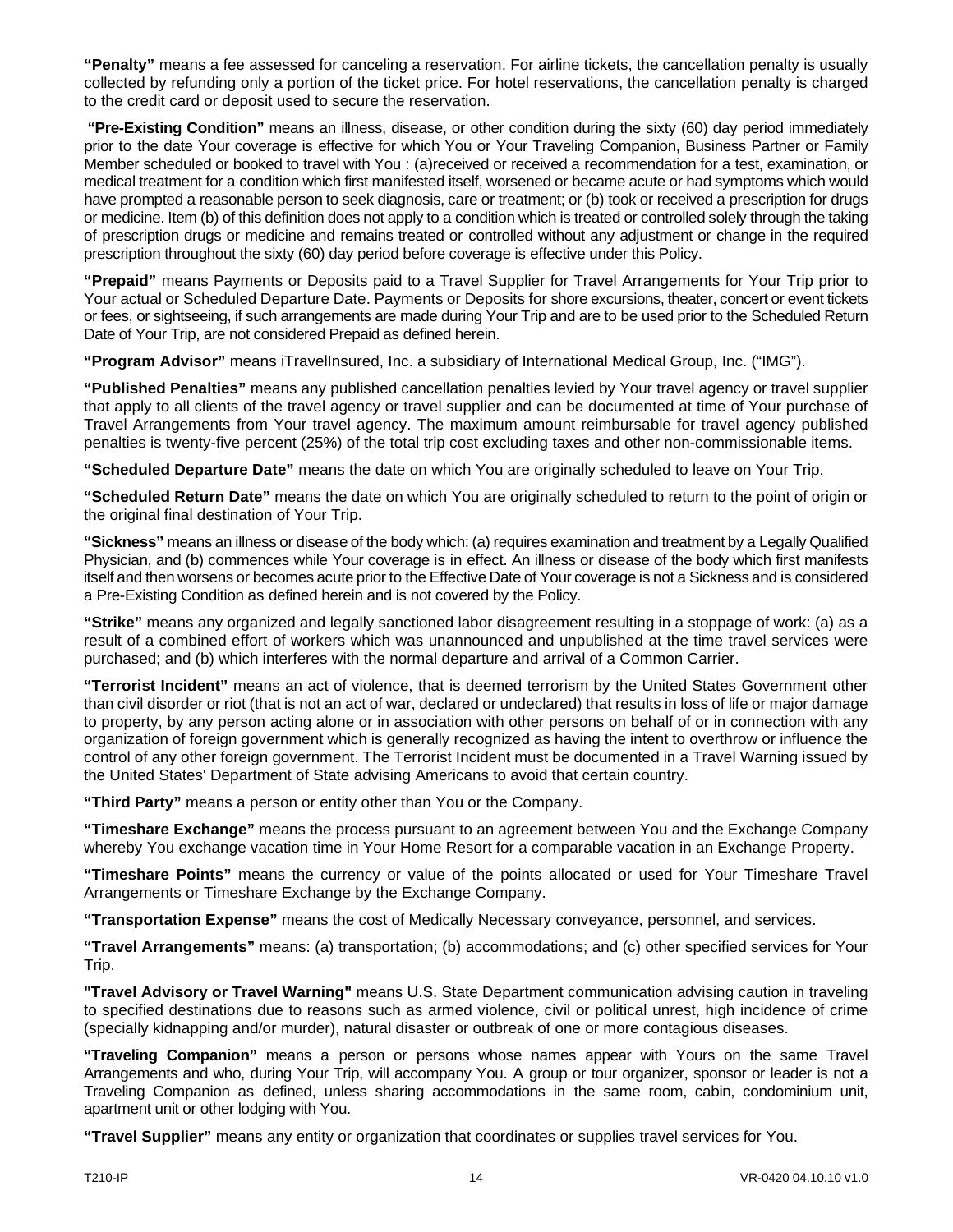**"Penalty"** means a fee assessed for canceling a reservation. For airline tickets, the cancellation penalty is usually collected by refunding only a portion of the ticket price. For hotel reservations, the cancellation penalty is charged to the credit card or deposit used to secure the reservation.

**"Pre-Existing Condition"** means an illness, disease, or other condition during the sixty (60) day period immediately prior to the date Your coverage is effective for which You or Your Traveling Companion, Business Partner or Family Member scheduled or booked to travel with You : (a)received or received a recommendation for a test, examination, or medical treatment for a condition which first manifested itself, worsened or became acute or had symptoms which would have prompted a reasonable person to seek diagnosis, care or treatment; or (b) took or received a prescription for drugs or medicine. Item (b) of this definition does not apply to a condition which is treated or controlled solely through the taking of prescription drugs or medicine and remains treated or controlled without any adjustment or change in the required prescription throughout the sixty (60) day period before coverage is effective under this Policy.

**"Prepaid"** means Payments or Deposits paid to a Travel Supplier for Travel Arrangements for Your Trip prior to Your actual or Scheduled Departure Date. Payments or Deposits for shore excursions, theater, concert or event tickets or fees, or sightseeing, if such arrangements are made during Your Trip and are to be used prior to the Scheduled Return Date of Your Trip, are not considered Prepaid as defined herein.

**"Program Advisor"** means iTravelInsured, Inc. a subsidiary of International Medical Group, Inc. ("IMG").

**"Published Penalties"** means any published cancellation penalties levied by Your travel agency or travel supplier that apply to all clients of the travel agency or travel supplier and can be documented at time of Your purchase of Travel Arrangements from Your travel agency. The maximum amount reimbursable for travel agency published penalties is twenty-five percent (25%) of the total trip cost excluding taxes and other non-commissionable items.

**"Scheduled Departure Date"** means the date on which You are originally scheduled to leave on Your Trip.

**"Scheduled Return Date"** means the date on which You are originally scheduled to return to the point of origin or the original final destination of Your Trip.

**"Sickness"** means an illness or disease of the body which: (a) requires examination and treatment by a Legally Qualified Physician, and (b) commences while Your coverage is in effect. An illness or disease of the body which first manifests itself and then worsens or becomes acute prior to the Effective Date of Your coverage is not a Sickness and is considered a Pre-Existing Condition as defined herein and is not covered by the Policy.

**"Strike"** means any organized and legally sanctioned labor disagreement resulting in a stoppage of work: (a) as a result of a combined effort of workers which was unannounced and unpublished at the time travel services were purchased; and (b) which interferes with the normal departure and arrival of a Common Carrier.

**"Terrorist Incident"** means an act of violence, that is deemed terrorism by the United States Government other than civil disorder or riot (that is not an act of war, declared or undeclared) that results in loss of life or major damage to property, by any person acting alone or in association with other persons on behalf of or in connection with any organization of foreign government which is generally recognized as having the intent to overthrow or influence the control of any other foreign government. The Terrorist Incident must be documented in a Travel Warning issued by the United States' Department of State advising Americans to avoid that certain country.

**"Third Party"** means a person or entity other than You or the Company.

**"Timeshare Exchange"** means the process pursuant to an agreement between You and the Exchange Company whereby You exchange vacation time in Your Home Resort for a comparable vacation in an Exchange Property.

**"Timeshare Points"** means the currency or value of the points allocated or used for Your Timeshare Travel Arrangements or Timeshare Exchange by the Exchange Company.

**"Transportation Expense"** means the cost of Medically Necessary conveyance, personnel, and services.

**"Travel Arrangements"** means: (a) transportation; (b) accommodations; and (c) other specified services for Your Trip.

**"Travel Advisory or Travel Warning"** means U.S. State Department communication advising caution in traveling to specified destinations due to reasons such as armed violence, civil or political unrest, high incidence of crime (specially kidnapping and/or murder), natural disaster or outbreak of one or more contagious diseases.

**"Traveling Companion"** means a person or persons whose names appear with Yours on the same Travel Arrangements and who, during Your Trip, will accompany You. A group or tour organizer, sponsor or leader is not a Traveling Companion as defined, unless sharing accommodations in the same room, cabin, condominium unit, apartment unit or other lodging with You.

**"Travel Supplier"** means any entity or organization that coordinates or supplies travel services for You.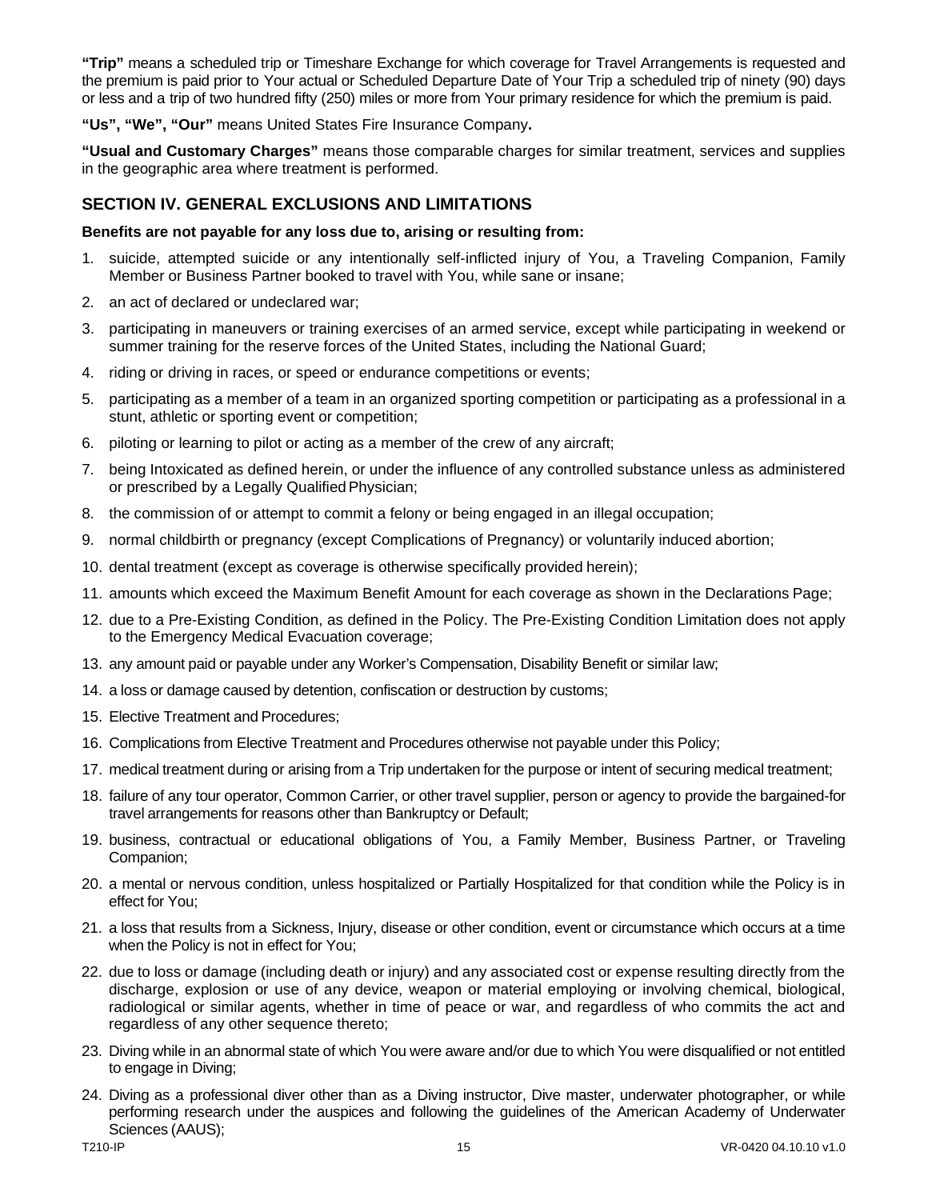**"Trip"** means a scheduled trip or Timeshare Exchange for which coverage for Travel Arrangements is requested and the premium is paid prior to Your actual or Scheduled Departure Date of Your Trip a scheduled trip of ninety (90) days or less and a trip of two hundred fifty (250) miles or more from Your primary residence for which the premium is paid.

**"Us", "We", "Our"** means United States Fire Insurance Company**.**

**"Usual and Customary Charges"** means those comparable charges for similar treatment, services and supplies in the geographic area where treatment is performed.

## SECTION IV. GENERAL EXCLUSIONS AND LIMITATIONS

**Benefits are not payable for any loss due to, arising or resulting from:**

1. suicide, attempted suicide or any intentionally self-inflicted injury of You, a Traveling Companion, Family Member or Business Partner booked to travel with You, while sane or insane;
2. an act of declared or undeclared war;
3. participating in maneuvers or training exercises of an armed service, except while participating in weekend or summer training for the reserve forces of the United States, including the National Guard;
4. riding or driving in races, or speed or endurance competitions or events;
5. participating as a member of a team in an organized sporting competition or participating as a professional in a stunt, athletic or sporting event or competition;
6. piloting or learning to pilot or acting as a member of the crew of any aircraft;
7. being Intoxicated as defined herein, or under the influence of any controlled substance unless as administered or prescribed by a Legally Qualified Physician;
8. the commission of or attempt to commit a felony or being engaged in an illegal occupation;
9. normal childbirth or pregnancy (except Complications of Pregnancy) or voluntarily induced abortion;
10. dental treatment (except as coverage is otherwise specifically provided herein);
11. amounts which exceed the Maximum Benefit Amount for each coverage as shown in the Declarations Page;
12. due to a Pre-Existing Condition, as defined in the Policy. The Pre-Existing Condition Limitation does not apply to the Emergency Medical Evacuation coverage;
13. any amount paid or payable under any Worker's Compensation, Disability Benefit or similar law;
14. a loss or damage caused by detention, confiscation or destruction by customs;
15. Elective Treatment and Procedures;
16. Complications from Elective Treatment and Procedures otherwise not payable under this Policy;
17. medical treatment during or arising from a Trip undertaken for the purpose or intent of securing medical treatment;
18. failure of any tour operator, Common Carrier, or other travel supplier, person or agency to provide the bargained-for travel arrangements for reasons other than Bankruptcy or Default;
19. business, contractual or educational obligations of You, a Family Member, Business Partner, or Traveling Companion;
20. a mental or nervous condition, unless hospitalized or Partially Hospitalized for that condition while the Policy is in effect for You;
21. a loss that results from a Sickness, Injury, disease or other condition, event or circumstance which occurs at a time when the Policy is not in effect for You;
22. due to loss or damage (including death or injury) and any associated cost or expense resulting directly from the discharge, explosion or use of any device, weapon or material employing or involving chemical, biological, radiological or similar agents, whether in time of peace or war, and regardless of who commits the act and regardless of any other sequence thereto;
23. Diving while in an abnormal state of which You were aware and/or due to which You were disqualified or not entitled to engage in Diving;
24. Diving as a professional diver other than as a Diving instructor, Dive master, underwater photographer, or while performing research under the auspices and following the guidelines of the American Academy of Underwater Sciences (AAUS);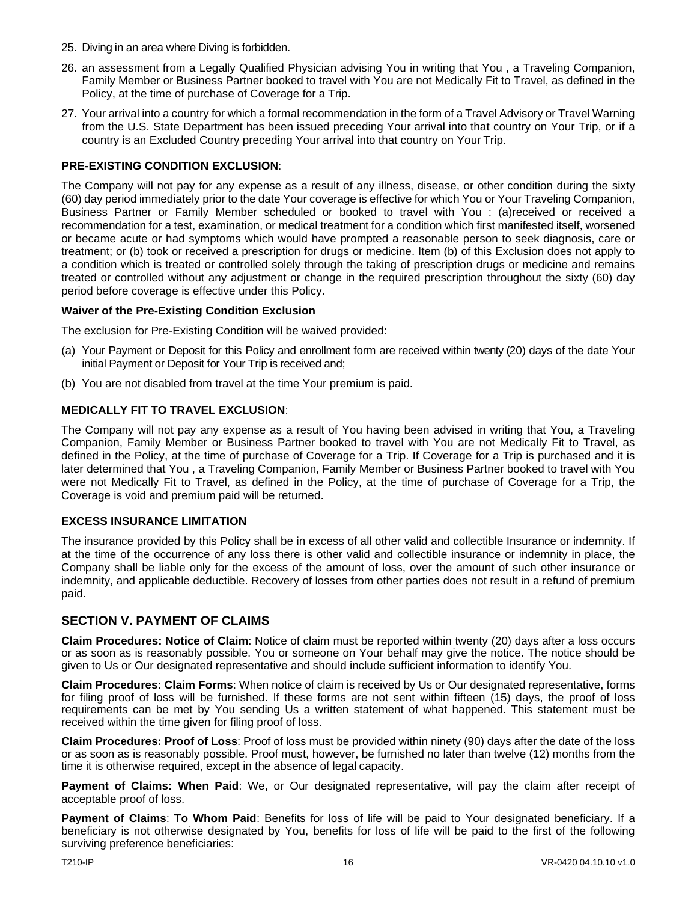25. Diving in an area where Diving is forbidden.

26. an assessment from a Legally Qualified Physician advising You in writing that You , a Traveling Companion, Family Member or Business Partner booked to travel with You are not Medically Fit to Travel, as defined in the Policy, at the time of purchase of Coverage for a Trip.

27. Your arrival into a country for which a formal recommendation in the form of a Travel Advisory or Travel Warning from the U.S. State Department has been issued preceding Your arrival into that country on Your Trip, or if a country is an Excluded Country preceding Your arrival into that country on Your Trip.

**PRE-EXISTING CONDITION EXCLUSION**:

The Company will not pay for any expense as a result of any illness, disease, or other condition during the sixty (60) day period immediately prior to the date Your coverage is effective for which You or Your Traveling Companion, Business Partner or Family Member scheduled or booked to travel with You : (a)received or received a recommendation for a test, examination, or medical treatment for a condition which first manifested itself, worsened or became acute or had symptoms which would have prompted a reasonable person to seek diagnosis, care or treatment; or (b) took or received a prescription for drugs or medicine. Item (b) of this Exclusion does not apply to a condition which is treated or controlled solely through the taking of prescription drugs or medicine and remains treated or controlled without any adjustment or change in the required prescription throughout the sixty (60) day period before coverage is effective under this Policy.

**Waiver of the Pre-Existing Condition Exclusion**

The exclusion for Pre-Existing Condition will be waived provided:

(a) Your Payment or Deposit for this Policy and enrollment form are received within twenty (20) days of the date Your initial Payment or Deposit for Your Trip is received and;

(b) You are not disabled from travel at the time Your premium is paid.

**MEDICALLY FIT TO TRAVEL EXCLUSION**:

The Company will not pay any expense as a result of You having been advised in writing that You, a Traveling Companion, Family Member or Business Partner booked to travel with You are not Medically Fit to Travel, as defined in the Policy, at the time of purchase of Coverage for a Trip. If Coverage for a Trip is purchased and it is later determined that You , a Traveling Companion, Family Member or Business Partner booked to travel with You were not Medically Fit to Travel, as defined in the Policy, at the time of purchase of Coverage for a Trip, the Coverage is void and premium paid will be returned.

**EXCESS INSURANCE LIMITATION**

The insurance provided by this Policy shall be in excess of all other valid and collectible Insurance or indemnity. If at the time of the occurrence of any loss there is other valid and collectible insurance or indemnity in place, the Company shall be liable only for the excess of the amount of loss, over the amount of such other insurance or indemnity, and applicable deductible. Recovery of losses from other parties does not result in a refund of premium paid.

## SECTION V. PAYMENT OF CLAIMS

**Claim Procedures: Notice of Claim**: Notice of claim must be reported within twenty (20) days after a loss occurs or as soon as is reasonably possible. You or someone on Your behalf may give the notice. The notice should be given to Us or Our designated representative and should include sufficient information to identify You.

**Claim Procedures: Claim Forms**: When notice of claim is received by Us or Our designated representative, forms for filing proof of loss will be furnished. If these forms are not sent within fifteen (15) days, the proof of loss requirements can be met by You sending Us a written statement of what happened. This statement must be received within the time given for filing proof of loss.

**Claim Procedures: Proof of Loss**: Proof of loss must be provided within ninety (90) days after the date of the loss or as soon as is reasonably possible. Proof must, however, be furnished no later than twelve (12) months from the time it is otherwise required, except in the absence of legal capacity.

**Payment of Claims: When Paid**: We, or Our designated representative, will pay the claim after receipt of acceptable proof of loss.

**Payment of Claims**: **To Whom Paid**: Benefits for loss of life will be paid to Your designated beneficiary. If a beneficiary is not otherwise designated by You, benefits for loss of life will be paid to the first of the following surviving preference beneficiaries: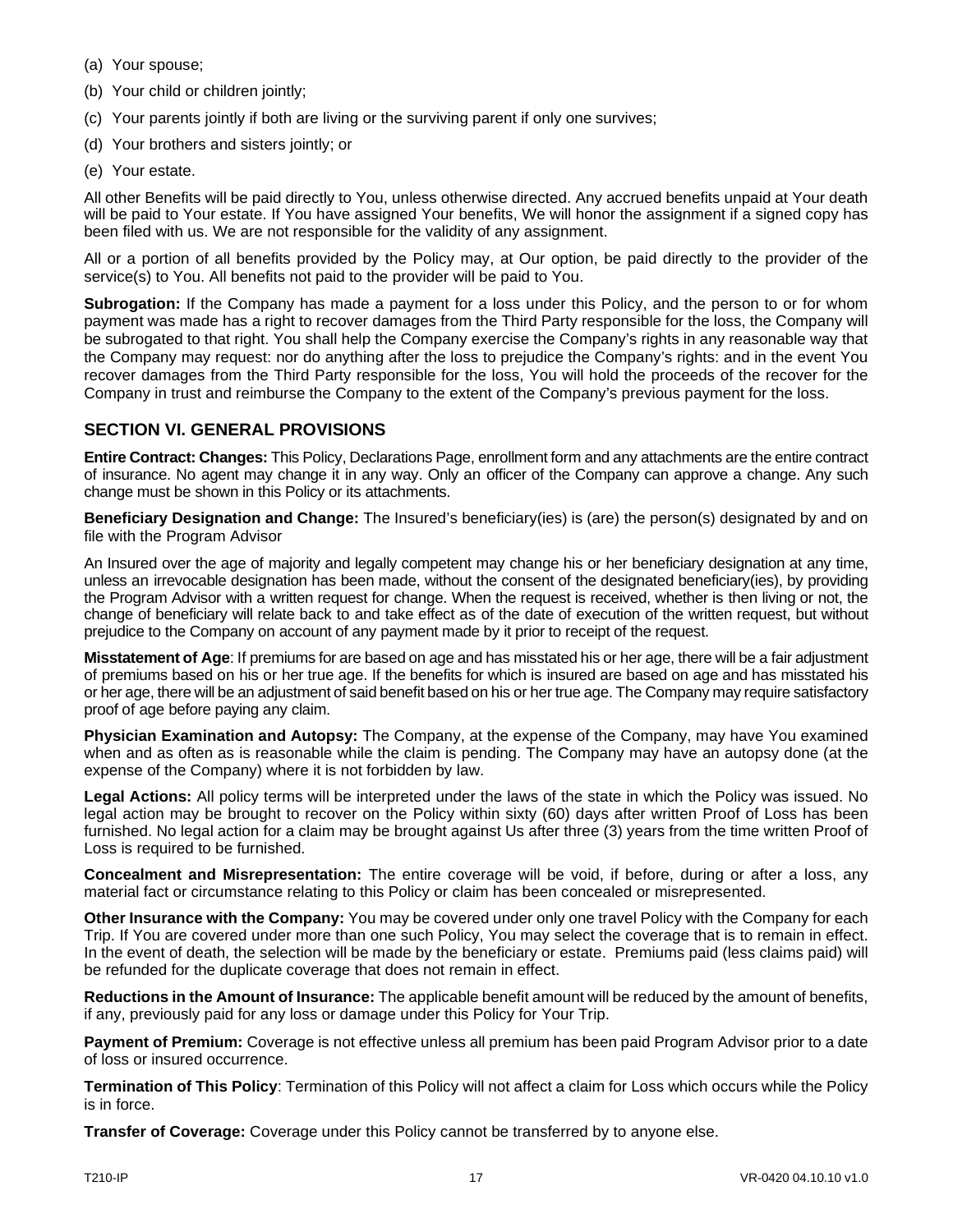(a) Your spouse;

(b) Your child or children jointly;

(c) Your parents jointly if both are living or the surviving parent if only one survives;

(d) Your brothers and sisters jointly; or

(e) Your estate.

All other Benefits will be paid directly to You, unless otherwise directed. Any accrued benefits unpaid at Your death will be paid to Your estate. If You have assigned Your benefits, We will honor the assignment if a signed copy has been filed with us. We are not responsible for the validity of any assignment.

All or a portion of all benefits provided by the Policy may, at Our option, be paid directly to the provider of the service(s) to You. All benefits not paid to the provider will be paid to You.

**Subrogation:** If the Company has made a payment for a loss under this Policy, and the person to or for whom payment was made has a right to recover damages from the Third Party responsible for the loss, the Company will be subrogated to that right. You shall help the Company exercise the Company's rights in any reasonable way that the Company may request: nor do anything after the loss to prejudice the Company's rights: and in the event You recover damages from the Third Party responsible for the loss, You will hold the proceeds of the recover for the Company in trust and reimburse the Company to the extent of the Company's previous payment for the loss.

## SECTION VI. GENERAL PROVISIONS

**Entire Contract: Changes:** This Policy, Declarations Page, enrollment form and any attachments are the entire contract of insurance. No agent may change it in any way. Only an officer of the Company can approve a change. Any such change must be shown in this Policy or its attachments.

**Beneficiary Designation and Change:** The Insured's beneficiary(ies) is (are) the person(s) designated by and on file with the Program Advisor

An Insured over the age of majority and legally competent may change his or her beneficiary designation at any time, unless an irrevocable designation has been made, without the consent of the designated beneficiary(ies), by providing the Program Advisor with a written request for change. When the request is received, whether is then living or not, the change of beneficiary will relate back to and take effect as of the date of execution of the written request, but without prejudice to the Company on account of any payment made by it prior to receipt of the request.

**Misstatement of Age**: If premiums for are based on age and has misstated his or her age, there will be a fair adjustment of premiums based on his or her true age. If the benefits for which is insured are based on age and has misstated his or her age, there will be an adjustment of said benefit based on his or her true age. The Company may require satisfactory proof of age before paying any claim.

**Physician Examination and Autopsy:** The Company, at the expense of the Company, may have You examined when and as often as is reasonable while the claim is pending. The Company may have an autopsy done (at the expense of the Company) where it is not forbidden by law.

**Legal Actions:** All policy terms will be interpreted under the laws of the state in which the Policy was issued. No legal action may be brought to recover on the Policy within sixty (60) days after written Proof of Loss has been furnished. No legal action for a claim may be brought against Us after three (3) years from the time written Proof of Loss is required to be furnished.

**Concealment and Misrepresentation:** The entire coverage will be void, if before, during or after a loss, any material fact or circumstance relating to this Policy or claim has been concealed or misrepresented.

**Other Insurance with the Company:** You may be covered under only one travel Policy with the Company for each Trip. If You are covered under more than one such Policy, You may select the coverage that is to remain in effect. In the event of death, the selection will be made by the beneficiary or estate. Premiums paid (less claims paid) will be refunded for the duplicate coverage that does not remain in effect.

**Reductions in the Amount of Insurance:** The applicable benefit amount will be reduced by the amount of benefits, if any, previously paid for any loss or damage under this Policy for Your Trip.

**Payment of Premium:** Coverage is not effective unless all premium has been paid Program Advisor prior to a date of loss or insured occurrence.

**Termination of This Policy**: Termination of this Policy will not affect a claim for Loss which occurs while the Policy is in force.

**Transfer of Coverage:** Coverage under this Policy cannot be transferred by to anyone else.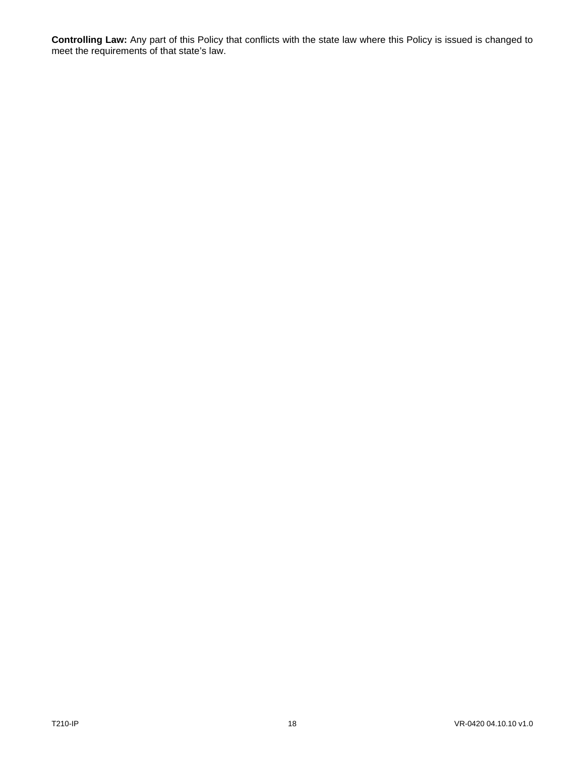**Controlling Law:** Any part of this Policy that conflicts with the state law where this Policy is issued is changed to meet the requirements of that state's law.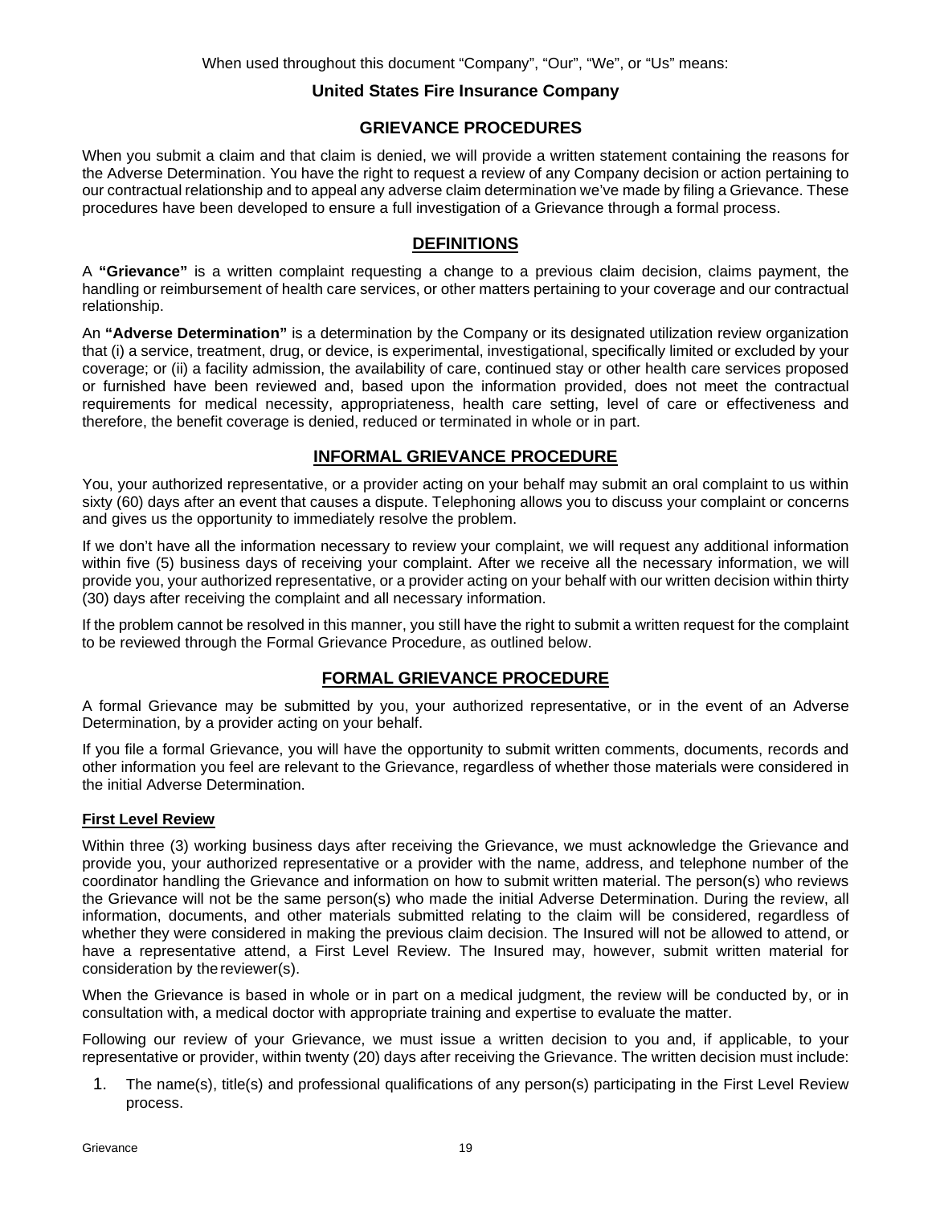When used throughout this document "Company", "Our", "We", or "Us" means:

**United States Fire Insurance Company**

## GRIEVANCE PROCEDURES

When you submit a claim and that claim is denied, we will provide a written statement containing the reasons for the Adverse Determination. You have the right to request a review of any Company decision or action pertaining to our contractual relationship and to appeal any adverse claim determination we've made by filing a Grievance. These procedures have been developed to ensure a full investigation of a Grievance through a formal process.

## DEFINITIONS

A **"Grievance"** is a written complaint requesting a change to a previous claim decision, claims payment, the handling or reimbursement of health care services, or other matters pertaining to your coverage and our contractual relationship.

An **"Adverse Determination"** is a determination by the Company or its designated utilization review organization that (i) a service, treatment, drug, or device, is experimental, investigational, specifically limited or excluded by your coverage; or (ii) a facility admission, the availability of care, continued stay or other health care services proposed or furnished have been reviewed and, based upon the information provided, does not meet the contractual requirements for medical necessity, appropriateness, health care setting, level of care or effectiveness and therefore, the benefit coverage is denied, reduced or terminated in whole or in part.

## INFORMAL GRIEVANCE PROCEDURE

You, your authorized representative, or a provider acting on your behalf may submit an oral complaint to us within sixty (60) days after an event that causes a dispute. Telephoning allows you to discuss your complaint or concerns and gives us the opportunity to immediately resolve the problem.

If we don't have all the information necessary to review your complaint, we will request any additional information within five (5) business days of receiving your complaint. After we receive all the necessary information, we will provide you, your authorized representative, or a provider acting on your behalf with our written decision within thirty (30) days after receiving the complaint and all necessary information.

If the problem cannot be resolved in this manner, you still have the right to submit a written request for the complaint to be reviewed through the Formal Grievance Procedure, as outlined below.

## FORMAL GRIEVANCE PROCEDURE

A formal Grievance may be submitted by you, your authorized representative, or in the event of an Adverse Determination, by a provider acting on your behalf.

If you file a formal Grievance, you will have the opportunity to submit written comments, documents, records and other information you feel are relevant to the Grievance, regardless of whether those materials were considered in the initial Adverse Determination.

### First Level Review

Within three (3) working business days after receiving the Grievance, we must acknowledge the Grievance and provide you, your authorized representative or a provider with the name, address, and telephone number of the coordinator handling the Grievance and information on how to submit written material. The person(s) who reviews the Grievance will not be the same person(s) who made the initial Adverse Determination. During the review, all information, documents, and other materials submitted relating to the claim will be considered, regardless of whether they were considered in making the previous claim decision. The Insured will not be allowed to attend, or have a representative attend, a First Level Review. The Insured may, however, submit written material for consideration by the reviewer(s).

When the Grievance is based in whole or in part on a medical judgment, the review will be conducted by, or in consultation with, a medical doctor with appropriate training and expertise to evaluate the matter.

Following our review of your Grievance, we must issue a written decision to you and, if applicable, to your representative or provider, within twenty (20) days after receiving the Grievance. The written decision must include:

1. The name(s), title(s) and professional qualifications of any person(s) participating in the First Level Review process.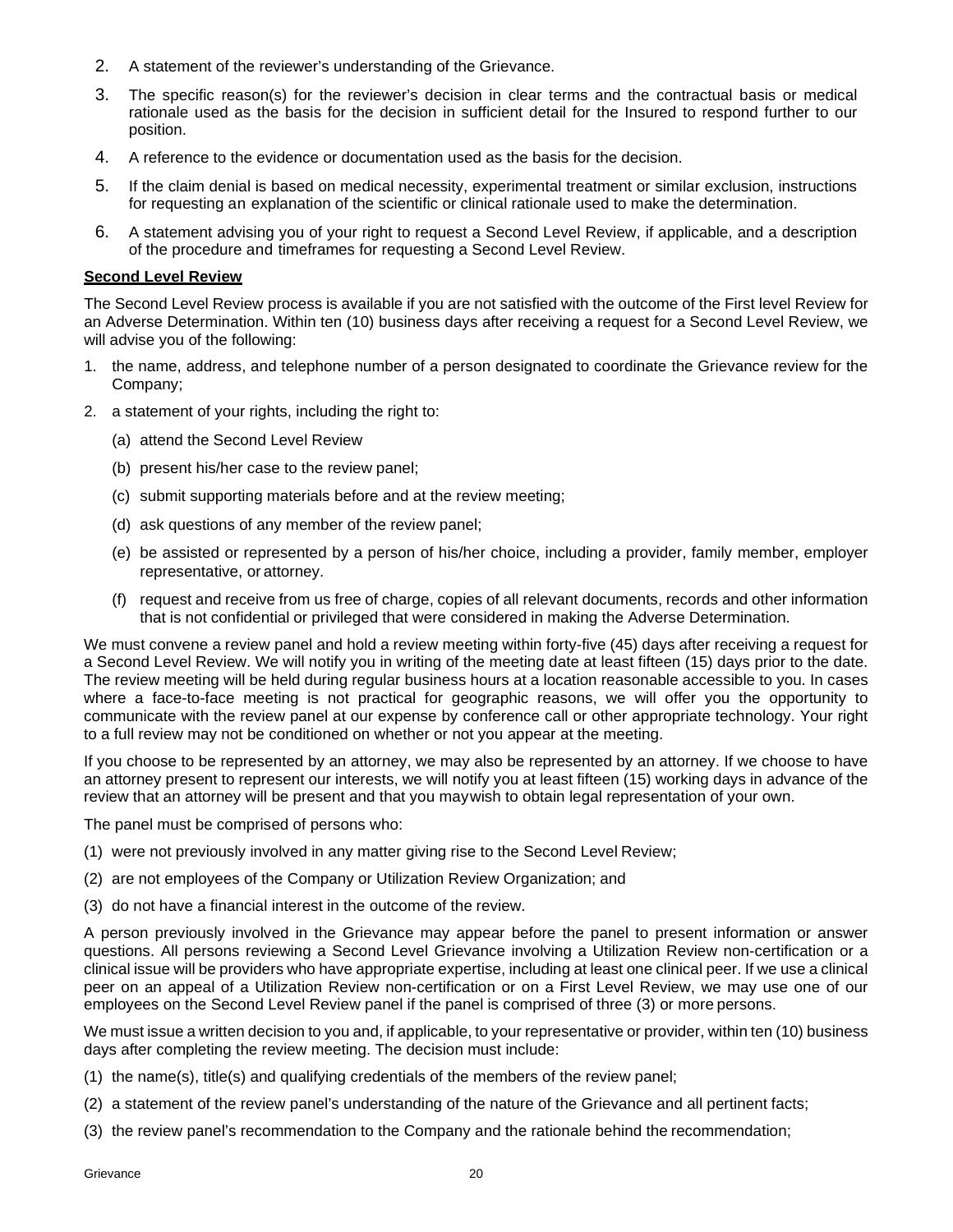2. A statement of the reviewer's understanding of the Grievance.
3. The specific reason(s) for the reviewer's decision in clear terms and the contractual basis or medical rationale used as the basis for the decision in sufficient detail for the Insured to respond further to our position.
4. A reference to the evidence or documentation used as the basis for the decision.
5. If the claim denial is based on medical necessity, experimental treatment or similar exclusion, instructions for requesting an explanation of the scientific or clinical rationale used to make the determination.
6. A statement advising you of your right to request a Second Level Review, if applicable, and a description of the procedure and timeframes for requesting a Second Level Review.

**Second Level Review**

The Second Level Review process is available if you are not satisfied with the outcome of the First level Review for an Adverse Determination. Within ten (10) business days after receiving a request for a Second Level Review, we will advise you of the following:

1. the name, address, and telephone number of a person designated to coordinate the Grievance review for the Company;
2. a statement of your rights, including the right to:
   (a) attend the Second Level Review
   (b) present his/her case to the review panel;
   (c) submit supporting materials before and at the review meeting;
   (d) ask questions of any member of the review panel;
   (e) be assisted or represented by a person of his/her choice, including a provider, family member, employer representative, or attorney.
   (f) request and receive from us free of charge, copies of all relevant documents, records and other information that is not confidential or privileged that were considered in making the Adverse Determination.

We must convene a review panel and hold a review meeting within forty-five (45) days after receiving a request for a Second Level Review. We will notify you in writing of the meeting date at least fifteen (15) days prior to the date. The review meeting will be held during regular business hours at a location reasonable accessible to you. In cases where a face-to-face meeting is not practical for geographic reasons, we will offer you the opportunity to communicate with the review panel at our expense by conference call or other appropriate technology. Your right to a full review may not be conditioned on whether or not you appear at the meeting.

If you choose to be represented by an attorney, we may also be represented by an attorney. If we choose to have an attorney present to represent our interests, we will notify you at least fifteen (15) working days in advance of the review that an attorney will be present and that you may wish to obtain legal representation of your own.

The panel must be comprised of persons who:

(1) were not previously involved in any matter giving rise to the Second Level Review;

(2) are not employees of the Company or Utilization Review Organization; and

(3) do not have a financial interest in the outcome of the review.

A person previously involved in the Grievance may appear before the panel to present information or answer questions. All persons reviewing a Second Level Grievance involving a Utilization Review non-certification or a clinical issue will be providers who have appropriate expertise, including at least one clinical peer. If we use a clinical peer on an appeal of a Utilization Review non-certification or on a First Level Review, we may use one of our employees on the Second Level Review panel if the panel is comprised of three (3) or more persons.

We must issue a written decision to you and, if applicable, to your representative or provider, within ten (10) business days after completing the review meeting. The decision must include:

(1) the name(s), title(s) and qualifying credentials of the members of the review panel;

(2) a statement of the review panel's understanding of the nature of the Grievance and all pertinent facts;

(3) the review panel's recommendation to the Company and the rationale behind the recommendation;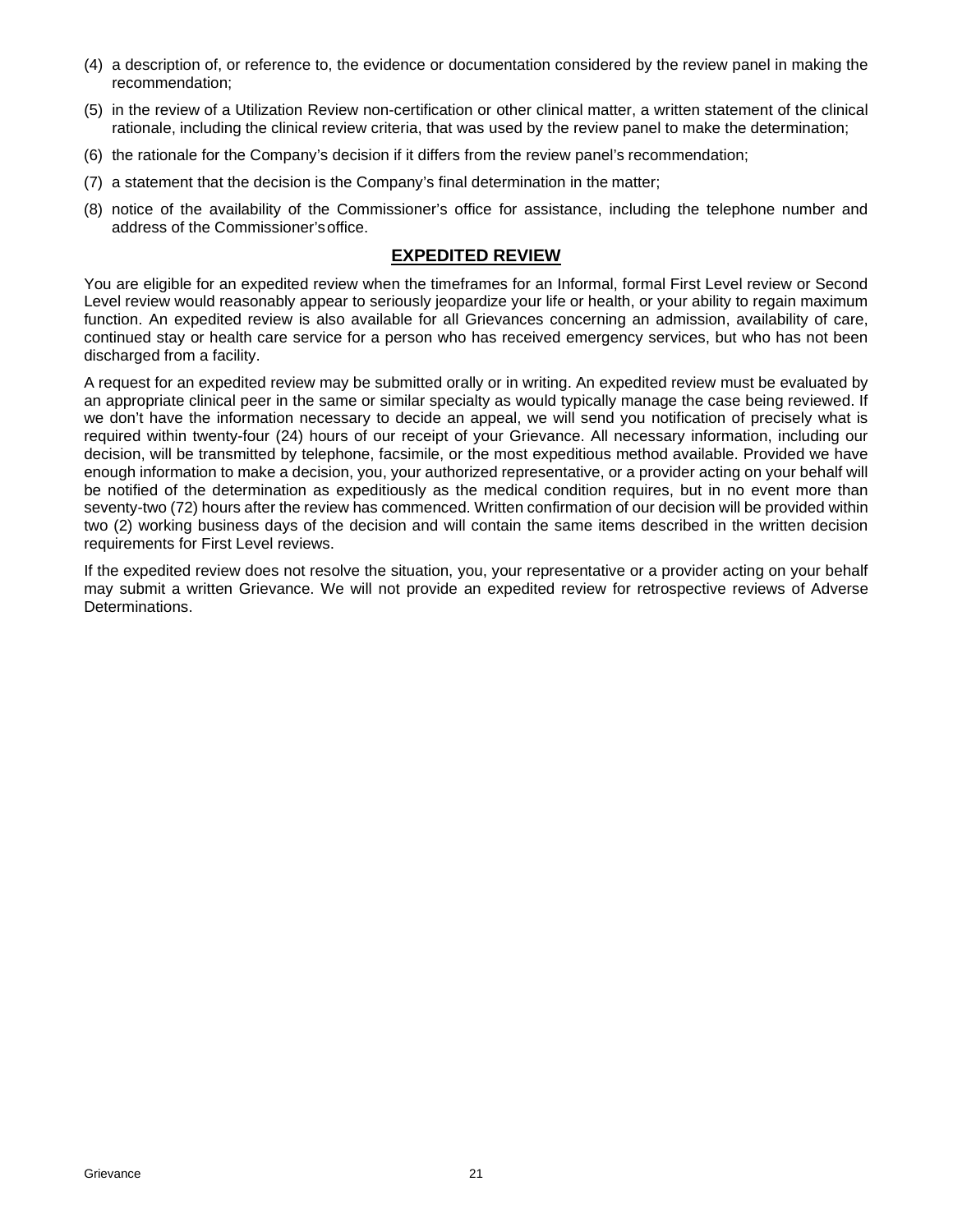(4) a description of, or reference to, the evidence or documentation considered by the review panel in making the recommendation;

(5) in the review of a Utilization Review non-certification or other clinical matter, a written statement of the clinical rationale, including the clinical review criteria, that was used by the review panel to make the determination;

(6) the rationale for the Company's decision if it differs from the review panel's recommendation;

(7) a statement that the decision is the Company's final determination in the matter;

(8) notice of the availability of the Commissioner's office for assistance, including the telephone number and address of the Commissioner's office.

## EXPEDITED REVIEW

You are eligible for an expedited review when the timeframes for an Informal, formal First Level review or Second Level review would reasonably appear to seriously jeopardize your life or health, or your ability to regain maximum function. An expedited review is also available for all Grievances concerning an admission, availability of care, continued stay or health care service for a person who has received emergency services, but who has not been discharged from a facility.

A request for an expedited review may be submitted orally or in writing. An expedited review must be evaluated by an appropriate clinical peer in the same or similar specialty as would typically manage the case being reviewed. If we don't have the information necessary to decide an appeal, we will send you notification of precisely what is required within twenty-four (24) hours of our receipt of your Grievance. All necessary information, including our decision, will be transmitted by telephone, facsimile, or the most expeditious method available. Provided we have enough information to make a decision, you, your authorized representative, or a provider acting on your behalf will be notified of the determination as expeditiously as the medical condition requires, but in no event more than seventy-two (72) hours after the review has commenced. Written confirmation of our decision will be provided within two (2) working business days of the decision and will contain the same items described in the written decision requirements for First Level reviews.

If the expedited review does not resolve the situation, you, your representative or a provider acting on your behalf may submit a written Grievance. We will not provide an expedited review for retrospective reviews of Adverse Determinations.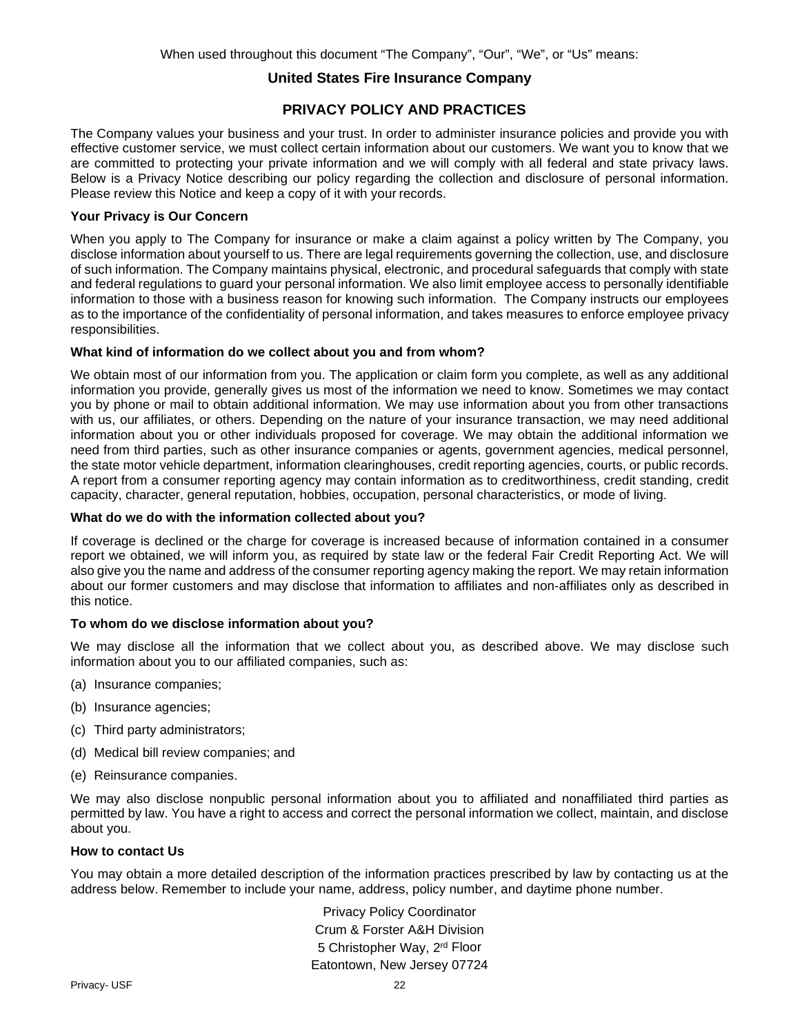When used throughout this document "The Company", "Our", "We", or "Us" means:

## United States Fire Insurance Company

## PRIVACY POLICY AND PRACTICES

The Company values your business and your trust. In order to administer insurance policies and provide you with effective customer service, we must collect certain information about our customers. We want you to know that we are committed to protecting your private information and we will comply with all federal and state privacy laws. Below is a Privacy Notice describing our policy regarding the collection and disclosure of personal information. Please review this Notice and keep a copy of it with your records.

### Your Privacy is Our Concern

When you apply to The Company for insurance or make a claim against a policy written by The Company, you disclose information about yourself to us. There are legal requirements governing the collection, use, and disclosure of such information. The Company maintains physical, electronic, and procedural safeguards that comply with state and federal regulations to guard your personal information. We also limit employee access to personally identifiable information to those with a business reason for knowing such information. The Company instructs our employees as to the importance of the confidentiality of personal information, and takes measures to enforce employee privacy responsibilities.

### What kind of information do we collect about you and from whom?

We obtain most of our information from you. The application or claim form you complete, as well as any additional information you provide, generally gives us most of the information we need to know. Sometimes we may contact you by phone or mail to obtain additional information. We may use information about you from other transactions with us, our affiliates, or others. Depending on the nature of your insurance transaction, we may need additional information about you or other individuals proposed for coverage. We may obtain the additional information we need from third parties, such as other insurance companies or agents, government agencies, medical personnel, the state motor vehicle department, information clearinghouses, credit reporting agencies, courts, or public records. A report from a consumer reporting agency may contain information as to creditworthiness, credit standing, credit capacity, character, general reputation, hobbies, occupation, personal characteristics, or mode of living.

### What do we do with the information collected about you?

If coverage is declined or the charge for coverage is increased because of information contained in a consumer report we obtained, we will inform you, as required by state law or the federal Fair Credit Reporting Act. We will also give you the name and address of the consumer reporting agency making the report. We may retain information about our former customers and may disclose that information to affiliates and non-affiliates only as described in this notice.

### To whom do we disclose information about you?

We may disclose all the information that we collect about you, as described above. We may disclose such information about you to our affiliated companies, such as:

(a) Insurance companies;

(b) Insurance agencies;

(c) Third party administrators;

(d) Medical bill review companies; and

(e) Reinsurance companies.

We may also disclose nonpublic personal information about you to affiliated and nonaffiliated third parties as permitted by law. You have a right to access and correct the personal information we collect, maintain, and disclose about you.

### How to contact Us

You may obtain a more detailed description of the information practices prescribed by law by contacting us at the address below. Remember to include your name, address, policy number, and daytime phone number.

Privacy Policy Coordinator
Crum & Forster A&H Division
5 Christopher Way, 2rd Floor
Eatontown, New Jersey 07724

Privacy- USF